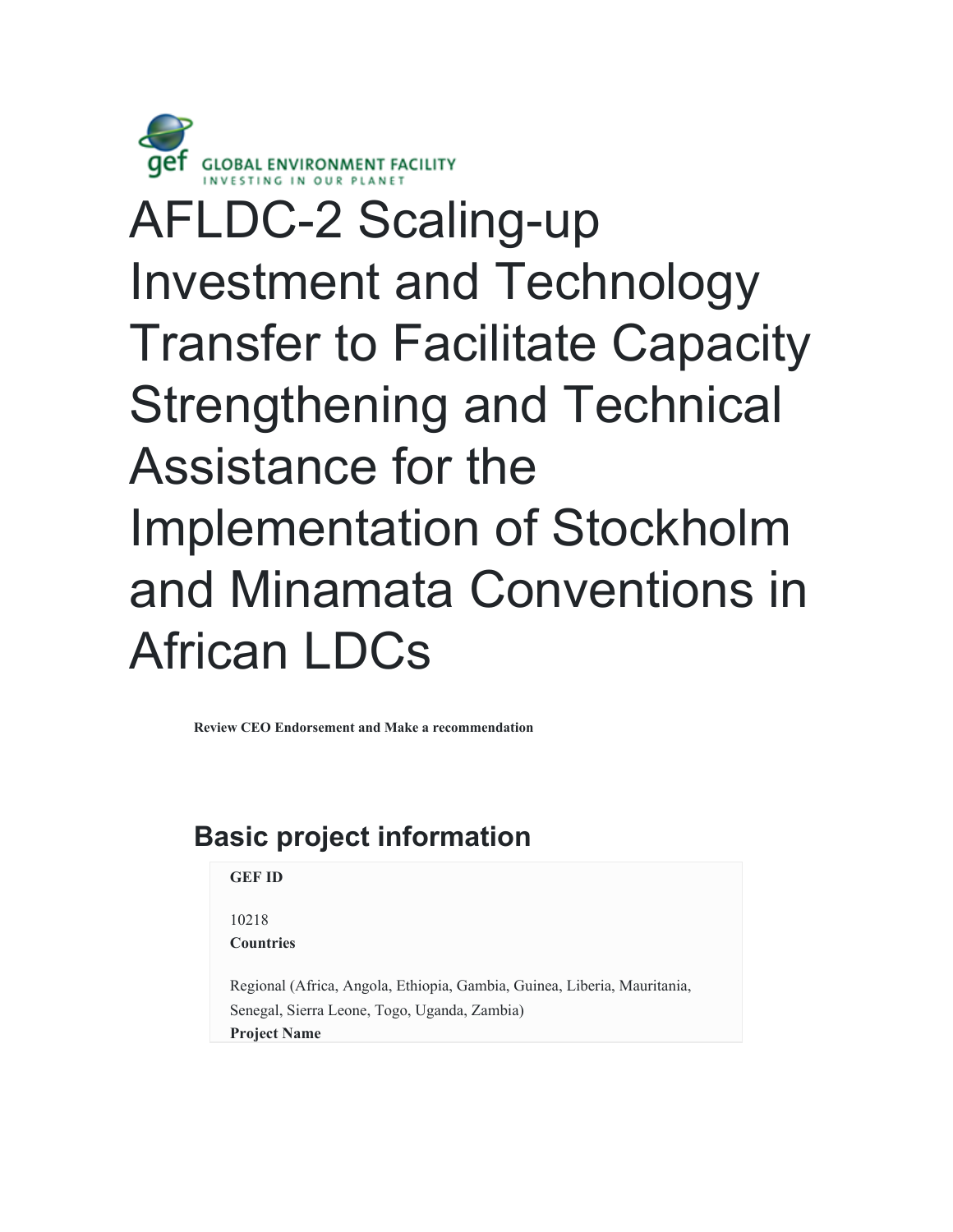GLOBAL ENVIRONMENT FACILITY
INVESTING IN OUR PLANET

# AFLDC-2 Scaling-up Investment and Technology Transfer to Facilitate Capacity Strengthening and Technical Assistance for the Implementation of Stockholm and Minamata Conventions in African LDCs

**Review CEO Endorsement and Make a recommendation**

## Basic project information

**GEF ID**

10218

**Countries**

Regional (Africa, Angola, Ethiopia, Gambia, Guinea, Liberia, Mauritania, Senegal, Sierra Leone, Togo, Uganda, Zambia)

**Project Name**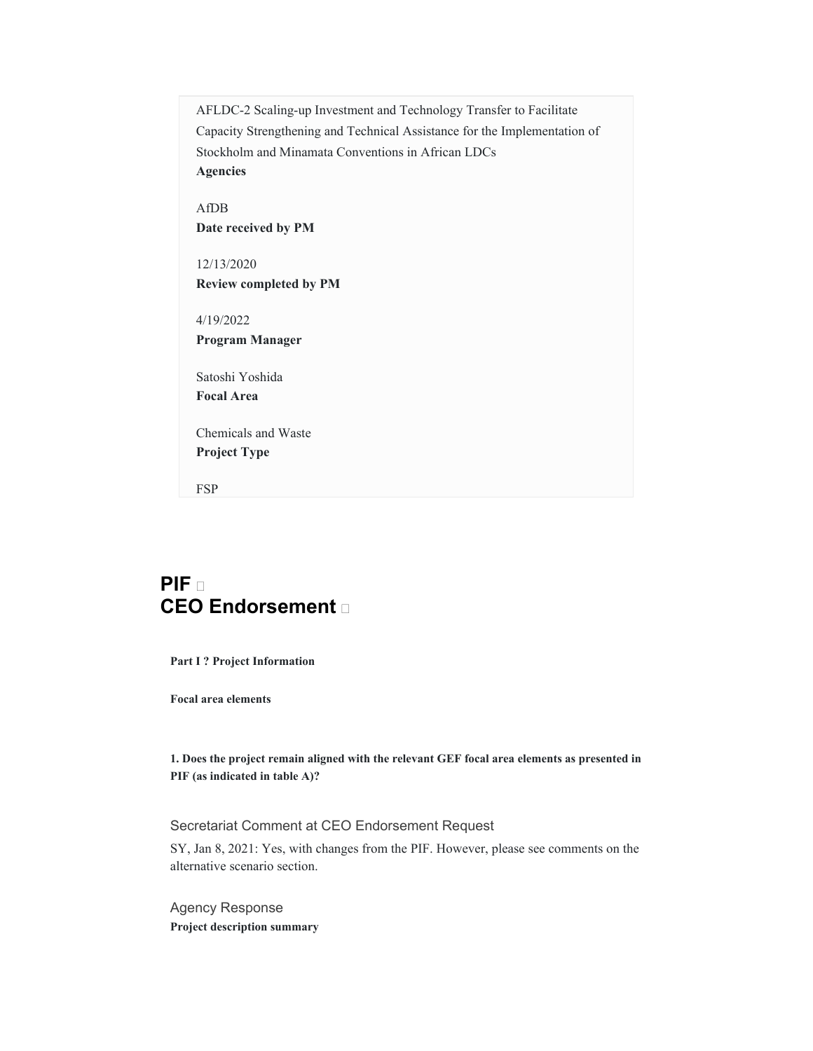AFLDC-2 Scaling-up Investment and Technology Transfer to Facilitate Capacity Strengthening and Technical Assistance for the Implementation of Stockholm and Minamata Conventions in African LDCs

**Agencies**

AfDB

**Date received by PM**

12/13/2020

**Review completed by PM**

4/19/2022

**Program Manager**

Satoshi Yoshida

**Focal Area**

Chemicals and Waste

**Project Type**

FSP

# PIF
# CEO Endorsement

**Part I ? Project Information**

**Focal area elements**

**1. Does the project remain aligned with the relevant GEF focal area elements as presented in PIF (as indicated in table A)?**

Secretariat Comment at CEO Endorsement Request

SY, Jan 8, 2021: Yes, with changes from the PIF. However, please see comments on the alternative scenario section.

Agency Response

**Project description summary**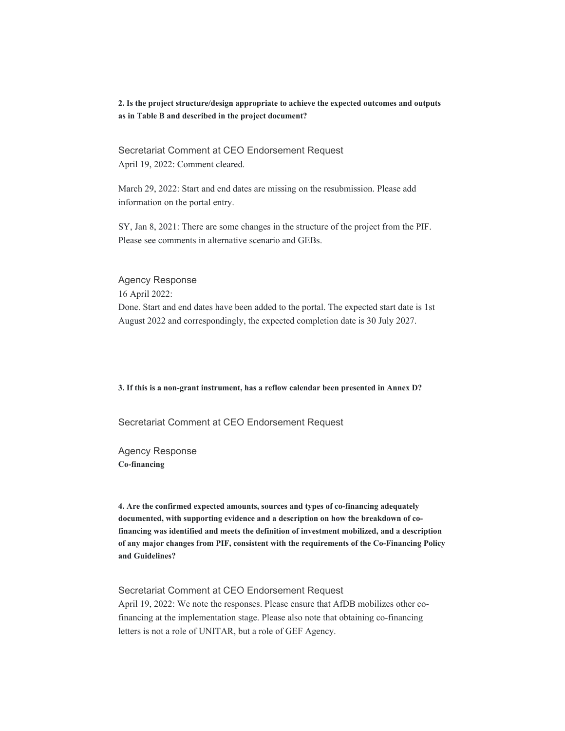**2. Is the project structure/design appropriate to achieve the expected outcomes and outputs as in Table B and described in the project document?**

Secretariat Comment at CEO Endorsement Request

April 19, 2022: Comment cleared.

March 29, 2022: Start and end dates are missing on the resubmission. Please add information on the portal entry.

SY, Jan 8, 2021: There are some changes in the structure of the project from the PIF. Please see comments in alternative scenario and GEBs.

Agency Response

16 April 2022:

Done. Start and end dates have been added to the portal. The expected start date is 1st August 2022 and correspondingly, the expected completion date is 30 July 2027.

**3. If this is a non-grant instrument, has a reflow calendar been presented in Annex D?**

Secretariat Comment at CEO Endorsement Request

Agency Response

**Co-financing**

**4. Are the confirmed expected amounts, sources and types of co-financing adequately documented, with supporting evidence and a description on how the breakdown of co-financing was identified and meets the definition of investment mobilized, and a description of any major changes from PIF, consistent with the requirements of the Co-Financing Policy and Guidelines?**

Secretariat Comment at CEO Endorsement Request

April 19, 2022: We note the responses. Please ensure that AfDB mobilizes other co-financing at the implementation stage. Please also note that obtaining co-financing letters is not a role of UNITAR, but a role of GEF Agency.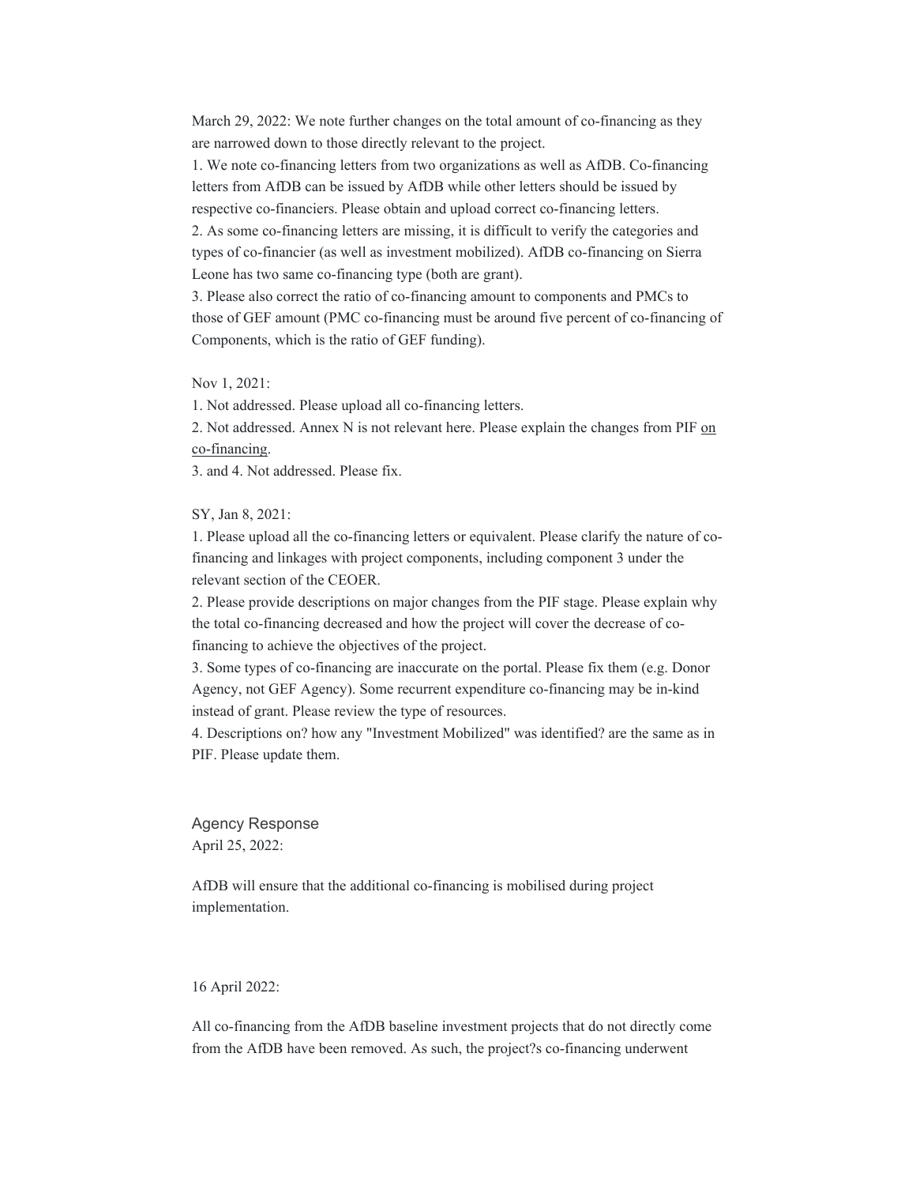March 29, 2022: We note further changes on the total amount of co-financing as they are narrowed down to those directly relevant to the project.

1. We note co-financing letters from two organizations as well as AfDB. Co-financing letters from AfDB can be issued by AfDB while other letters should be issued by respective co-financiers. Please obtain and upload correct co-financing letters.
2. As some co-financing letters are missing, it is difficult to verify the categories and types of co-financier (as well as investment mobilized). AfDB co-financing on Sierra Leone has two same co-financing type (both are grant).
3. Please also correct the ratio of co-financing amount to components and PMCs to those of GEF amount (PMC co-financing must be around five percent of co-financing of Components, which is the ratio of GEF funding).

Nov 1, 2021:

1. Not addressed. Please upload all co-financing letters.
2. Not addressed. Annex N is not relevant here. Please explain the changes from PIF on co-financing.
3. and 4. Not addressed. Please fix.

SY, Jan 8, 2021:

1. Please upload all the co-financing letters or equivalent. Please clarify the nature of co-financing and linkages with project components, including component 3 under the relevant section of the CEOER.
2. Please provide descriptions on major changes from the PIF stage. Please explain why the total co-financing decreased and how the project will cover the decrease of co-financing to achieve the objectives of the project.
3. Some types of co-financing are inaccurate on the portal. Please fix them (e.g. Donor Agency, not GEF Agency). Some recurrent expenditure co-financing may be in-kind instead of grant. Please review the type of resources.
4. Descriptions on? how any "Investment Mobilized" was identified? are the same as in PIF. Please update them.

Agency Response

April 25, 2022:

AfDB will ensure that the additional co-financing is mobilised during project implementation.

16 April 2022:

All co-financing from the AfDB baseline investment projects that do not directly come from the AfDB have been removed. As such, the project?s co-financing underwent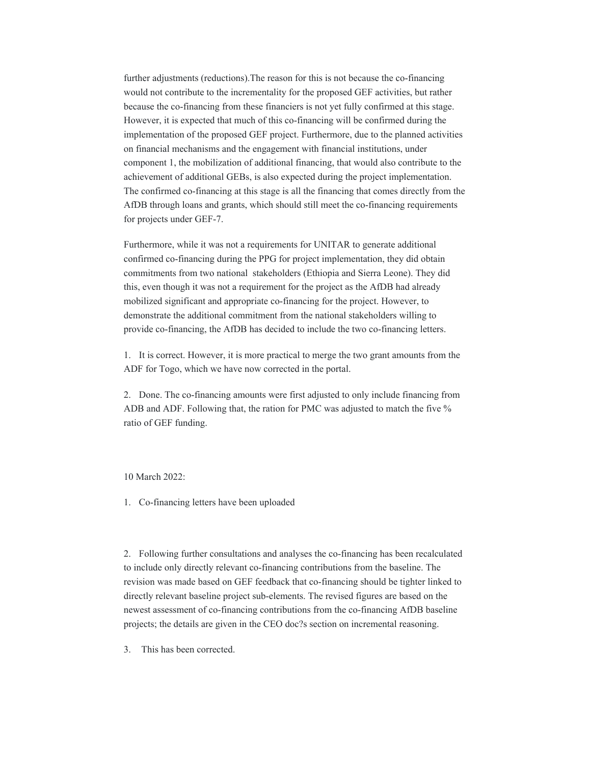further adjustments (reductions).The reason for this is not because the co-financing would not contribute to the incrementality for the proposed GEF activities, but rather because the co-financing from these financiers is not yet fully confirmed at this stage. However, it is expected that much of this co-financing will be confirmed during the implementation of the proposed GEF project. Furthermore, due to the planned activities on financial mechanisms and the engagement with financial institutions, under component 1, the mobilization of additional financing, that would also contribute to the achievement of additional GEBs, is also expected during the project implementation. The confirmed co-financing at this stage is all the financing that comes directly from the AfDB through loans and grants, which should still meet the co-financing requirements for projects under GEF-7.

Furthermore, while it was not a requirements for UNITAR to generate additional confirmed co-financing during the PPG for project implementation, they did obtain commitments from two national  stakeholders (Ethiopia and Sierra Leone). They did this, even though it was not a requirement for the project as the AfDB had already mobilized significant and appropriate co-financing for the project. However, to demonstrate the additional commitment from the national stakeholders willing to provide co-financing, the AfDB has decided to include the two co-financing letters.

1. It is correct. However, it is more practical to merge the two grant amounts from the ADF for Togo, which we have now corrected in the portal.

2. Done. The co-financing amounts were first adjusted to only include financing from ADB and ADF. Following that, the ration for PMC was adjusted to match the five % ratio of GEF funding.

10 March 2022:

1. Co-financing letters have been uploaded

2. Following further consultations and analyses the co-financing has been recalculated to include only directly relevant co-financing contributions from the baseline. The revision was made based on GEF feedback that co-financing should be tighter linked to directly relevant baseline project sub-elements. The revised figures are based on the newest assessment of co-financing contributions from the co-financing AfDB baseline projects; the details are given in the CEO doc?s section on incremental reasoning.

3. This has been corrected.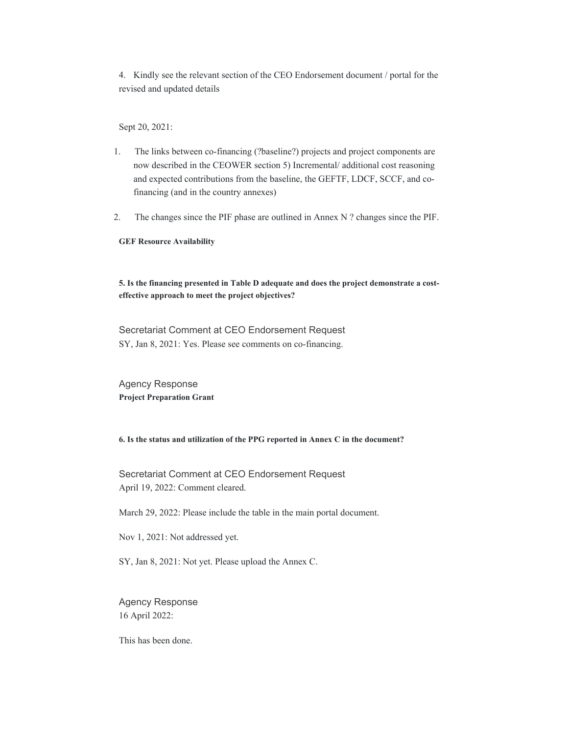4. Kindly see the relevant section of the CEO Endorsement document / portal for the revised and updated details

Sept 20, 2021:

1. The links between co-financing (?baseline?) projects and project components are now described in the CEOWER section 5) Incremental/ additional cost reasoning and expected contributions from the baseline, the GEFTF, LDCF, SCCF, and co-financing (and in the country annexes)
2. The changes since the PIF phase are outlined in Annex N ? changes since the PIF.

**GEF Resource Availability**

**5. Is the financing presented in Table D adequate and does the project demonstrate a cost-effective approach to meet the project objectives?**

Secretariat Comment at CEO Endorsement Request

SY, Jan 8, 2021: Yes. Please see comments on co-financing.

Agency Response

**Project Preparation Grant**

**6. Is the status and utilization of the PPG reported in Annex C in the document?**

Secretariat Comment at CEO Endorsement Request

April 19, 2022: Comment cleared.

March 29, 2022: Please include the table in the main portal document.

Nov 1, 2021: Not addressed yet.

SY, Jan 8, 2021: Not yet. Please upload the Annex C.

Agency Response

16 April 2022:

This has been done.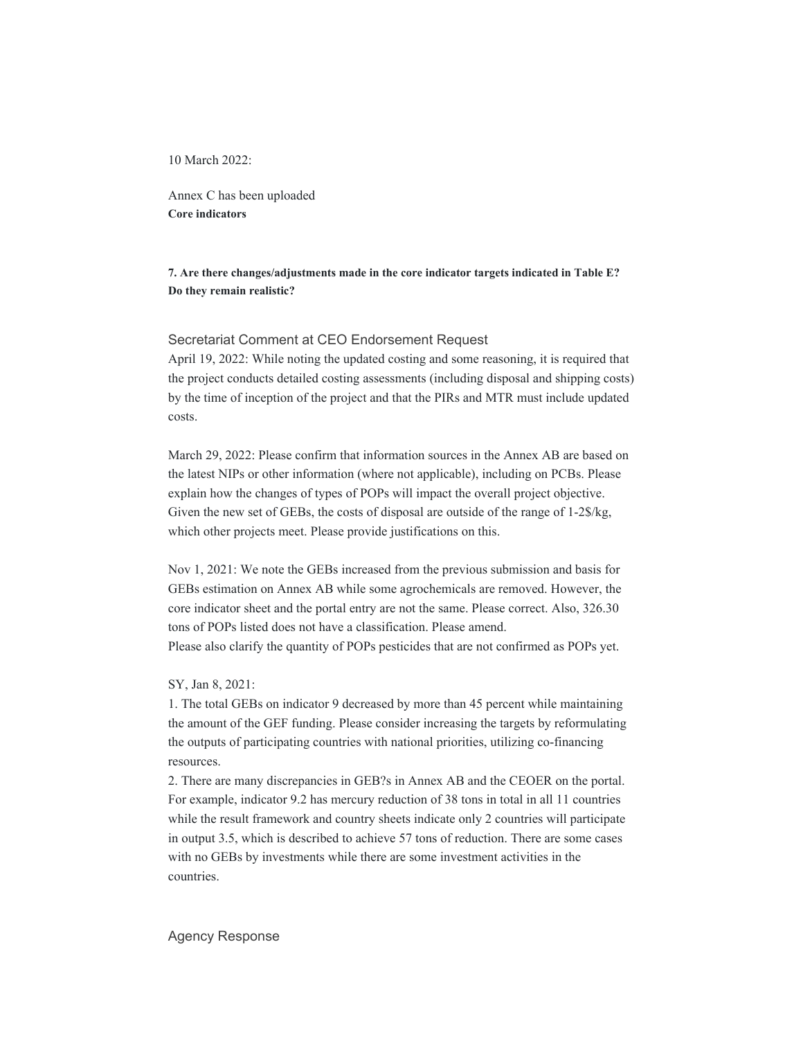10 March 2022:

Annex C has been uploaded

**Core indicators**

**7. Are there changes/adjustments made in the core indicator targets indicated in Table E? Do they remain realistic?**

Secretariat Comment at CEO Endorsement Request

April 19, 2022: While noting the updated costing and some reasoning, it is required that the project conducts detailed costing assessments (including disposal and shipping costs) by the time of inception of the project and that the PIRs and MTR must include updated costs.

March 29, 2022: Please confirm that information sources in the Annex AB are based on the latest NIPs or other information (where not applicable), including on PCBs. Please explain how the changes of types of POPs will impact the overall project objective. Given the new set of GEBs, the costs of disposal are outside of the range of 1-2$/kg, which other projects meet. Please provide justifications on this.

Nov 1, 2021: We note the GEBs increased from the previous submission and basis for GEBs estimation on Annex AB while some agrochemicals are removed. However, the core indicator sheet and the portal entry are not the same. Please correct. Also, 326.30 tons of POPs listed does not have a classification. Please amend.
Please also clarify the quantity of POPs pesticides that are not confirmed as POPs yet.

SY, Jan 8, 2021:

1. The total GEBs on indicator 9 decreased by more than 45 percent while maintaining the amount of the GEF funding. Please consider increasing the targets by reformulating the outputs of participating countries with national priorities, utilizing co-financing resources.
2. There are many discrepancies in GEB?s in Annex AB and the CEOER on the portal. For example, indicator 9.2 has mercury reduction of 38 tons in total in all 11 countries while the result framework and country sheets indicate only 2 countries will participate in output 3.5, which is described to achieve 57 tons of reduction. There are some cases with no GEBs by investments while there are some investment activities in the countries.

Agency Response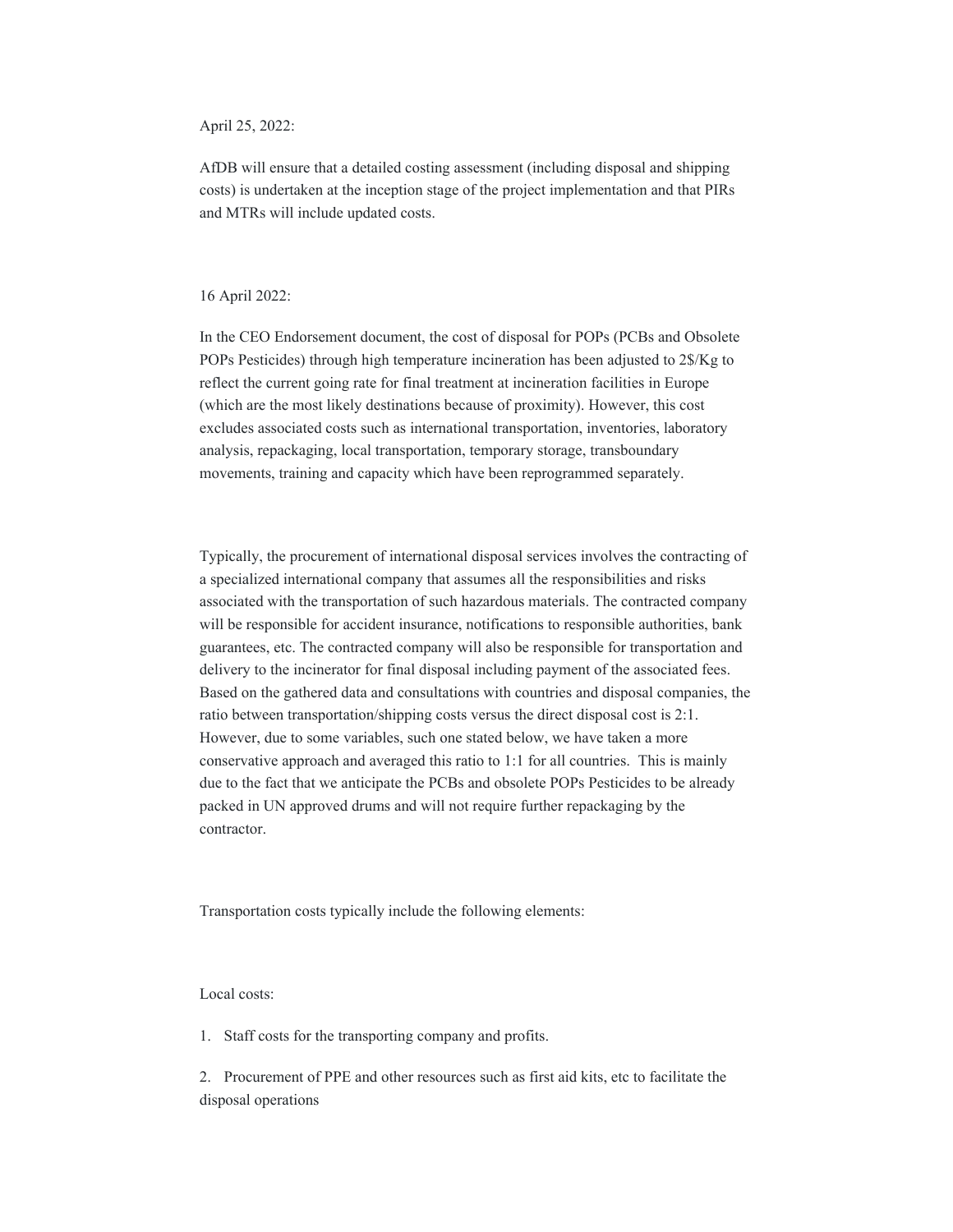April 25, 2022:

AfDB will ensure that a detailed costing assessment (including disposal and shipping costs) is undertaken at the inception stage of the project implementation and that PIRs and MTRs will include updated costs.

16 April 2022:

In the CEO Endorsement document, the cost of disposal for POPs (PCBs and Obsolete POPs Pesticides) through high temperature incineration has been adjusted to 2$/Kg to reflect the current going rate for final treatment at incineration facilities in Europe (which are the most likely destinations because of proximity). However, this cost excludes associated costs such as international transportation, inventories, laboratory analysis, repackaging, local transportation, temporary storage, transboundary movements, training and capacity which have been reprogrammed separately.

Typically, the procurement of international disposal services involves the contracting of a specialized international company that assumes all the responsibilities and risks associated with the transportation of such hazardous materials. The contracted company will be responsible for accident insurance, notifications to responsible authorities, bank guarantees, etc. The contracted company will also be responsible for transportation and delivery to the incinerator for final disposal including payment of the associated fees. Based on the gathered data and consultations with countries and disposal companies, the ratio between transportation/shipping costs versus the direct disposal cost is 2:1. However, due to some variables, such one stated below, we have taken a more conservative approach and averaged this ratio to 1:1 for all countries. This is mainly due to the fact that we anticipate the PCBs and obsolete POPs Pesticides to be already packed in UN approved drums and will not require further repackaging by the contractor.

Transportation costs typically include the following elements:

Local costs:

1. Staff costs for the transporting company and profits.
2. Procurement of PPE and other resources such as first aid kits, etc to facilitate the disposal operations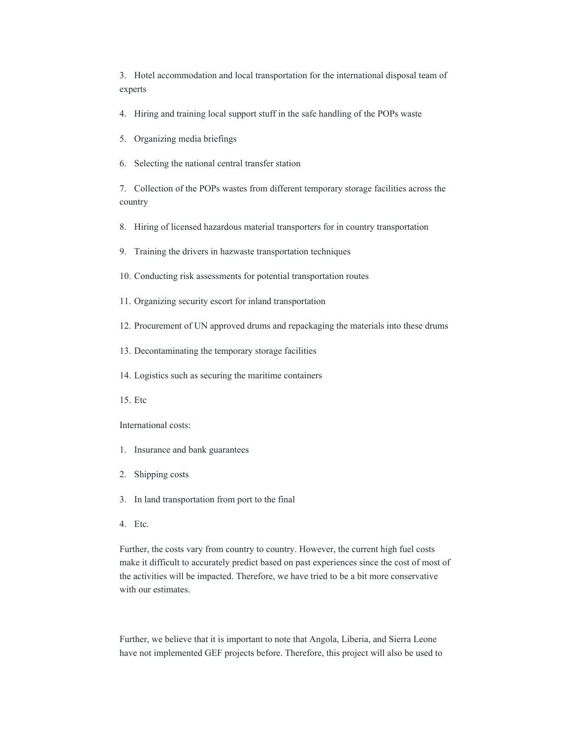3. Hotel accommodation and local transportation for the international disposal team of experts

4. Hiring and training local support stuff in the safe handling of the POPs waste

5. Organizing media briefings

6. Selecting the national central transfer station

7. Collection of the POPs wastes from different temporary storage facilities across the country

8. Hiring of licensed hazardous material transporters for in country transportation

9. Training the drivers in hazwaste transportation techniques

10. Conducting risk assessments for potential transportation routes

11. Organizing security escort for inland transportation

12. Procurement of UN approved drums and repackaging the materials into these drums

13. Decontaminating the temporary storage facilities

14. Logistics such as securing the maritime containers

15. Etc

International costs:

1. Insurance and bank guarantees

2. Shipping costs

3. In land transportation from port to the final

4. Etc.

Further, the costs vary from country to country. However, the current high fuel costs make it difficult to accurately predict based on past experiences since the cost of most of the activities will be impacted. Therefore, we have tried to be a bit more conservative with our estimates.

Further, we believe that it is important to note that Angola, Liberia, and Sierra Leone have not implemented GEF projects before. Therefore, this project will also be used to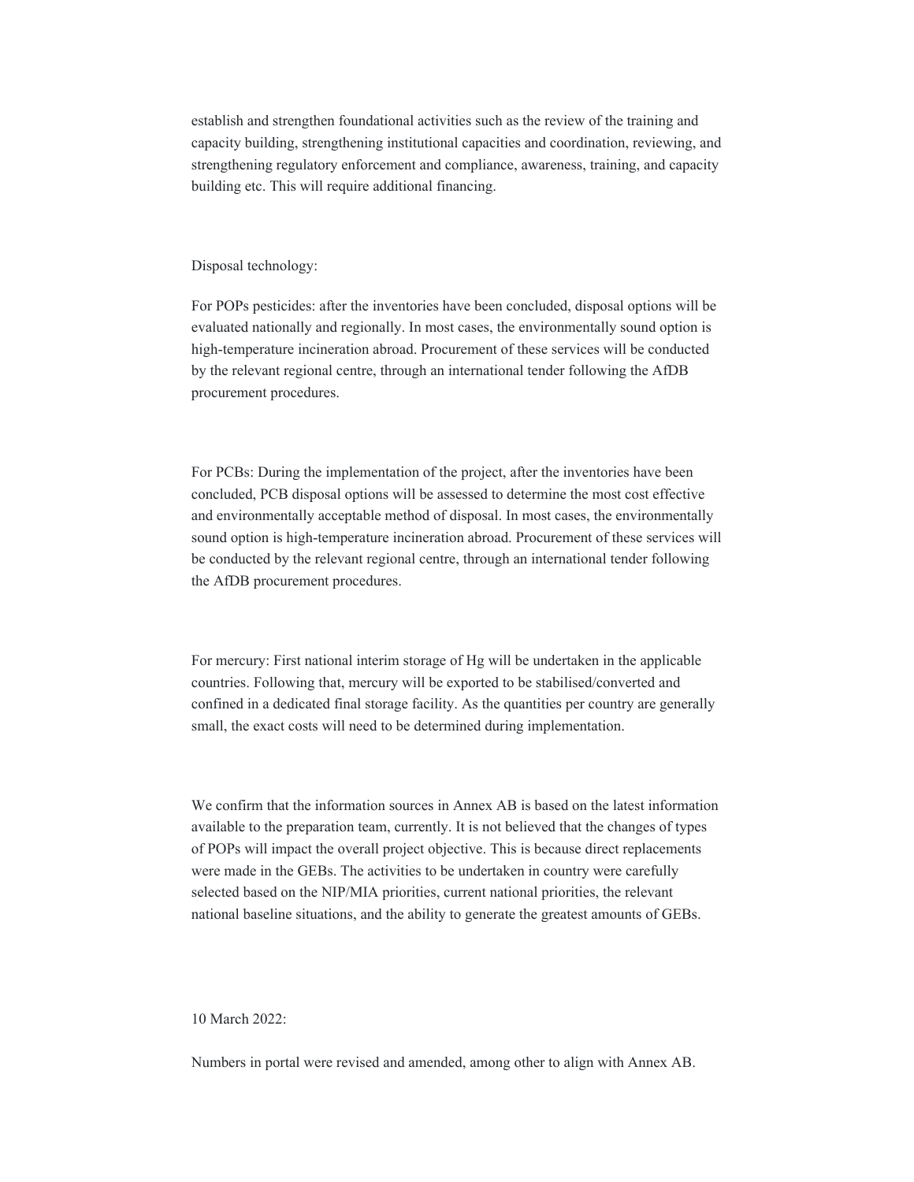establish and strengthen foundational activities such as the review of the training and capacity building, strengthening institutional capacities and coordination, reviewing, and strengthening regulatory enforcement and compliance, awareness, training, and capacity building etc. This will require additional financing.

Disposal technology:

For POPs pesticides: after the inventories have been concluded, disposal options will be evaluated nationally and regionally. In most cases, the environmentally sound option is high-temperature incineration abroad. Procurement of these services will be conducted by the relevant regional centre, through an international tender following the AfDB procurement procedures.

For PCBs: During the implementation of the project, after the inventories have been concluded, PCB disposal options will be assessed to determine the most cost effective and environmentally acceptable method of disposal. In most cases, the environmentally sound option is high-temperature incineration abroad. Procurement of these services will be conducted by the relevant regional centre, through an international tender following the AfDB procurement procedures.

For mercury: First national interim storage of Hg will be undertaken in the applicable countries. Following that, mercury will be exported to be stabilised/converted and confined in a dedicated final storage facility. As the quantities per country are generally small, the exact costs will need to be determined during implementation.

We confirm that the information sources in Annex AB is based on the latest information available to the preparation team, currently. It is not believed that the changes of types of POPs will impact the overall project objective. This is because direct replacements were made in the GEBs. The activities to be undertaken in country were carefully selected based on the NIP/MIA priorities, current national priorities, the relevant national baseline situations, and the ability to generate the greatest amounts of GEBs.

10 March 2022:

Numbers in portal were revised and amended, among other to align with Annex AB.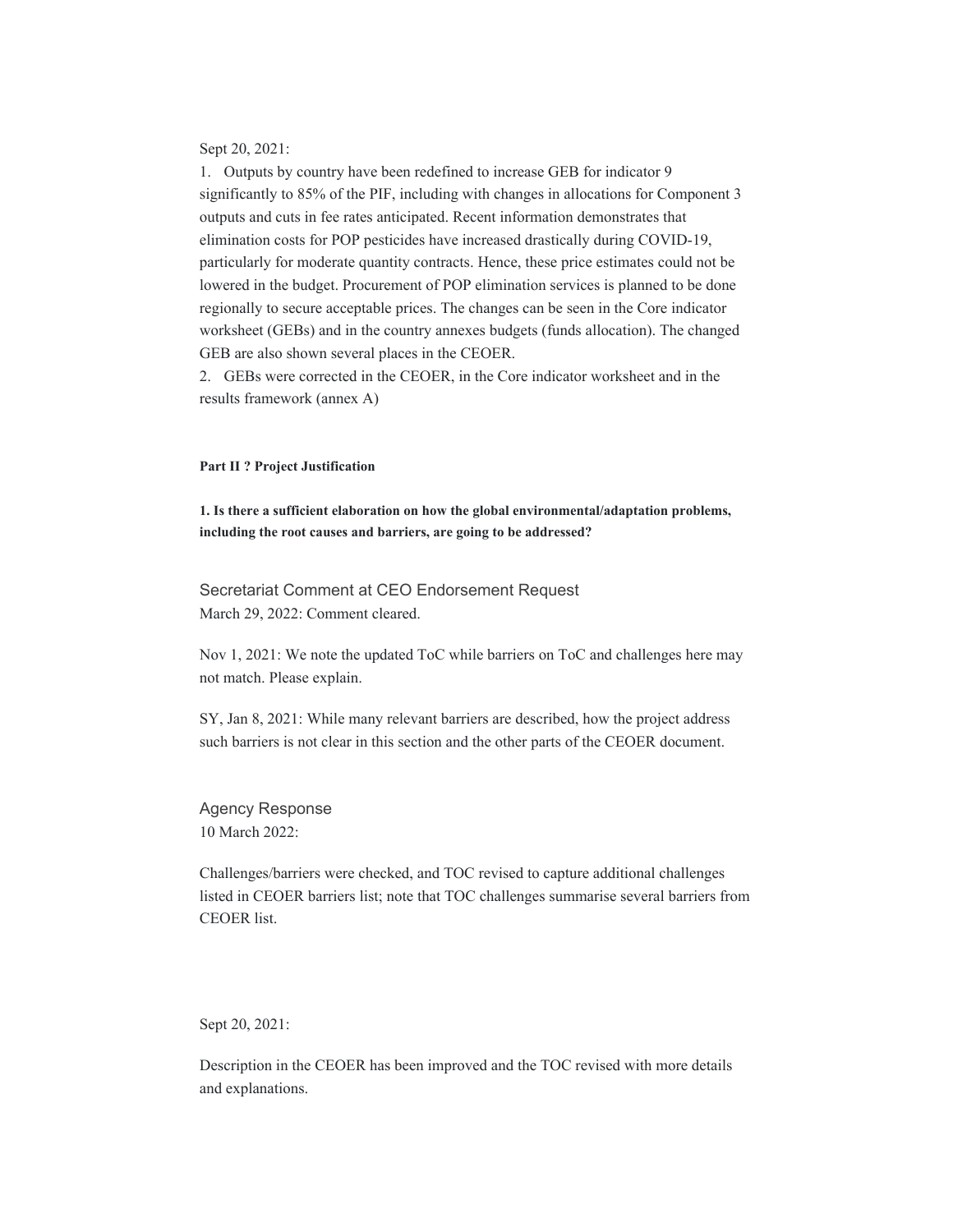Sept 20, 2021:

1. Outputs by country have been redefined to increase GEB for indicator 9 significantly to 85% of the PIF, including with changes in allocations for Component 3 outputs and cuts in fee rates anticipated. Recent information demonstrates that elimination costs for POP pesticides have increased drastically during COVID-19, particularly for moderate quantity contracts. Hence, these price estimates could not be lowered in the budget. Procurement of POP elimination services is planned to be done regionally to secure acceptable prices. The changes can be seen in the Core indicator worksheet (GEBs) and in the country annexes budgets (funds allocation). The changed GEB are also shown several places in the CEOER.
2. GEBs were corrected in the CEOER, in the Core indicator worksheet and in the results framework (annex A)

**Part II ? Project Justification**

**1. Is there a sufficient elaboration on how the global environmental/adaptation problems, including the root causes and barriers, are going to be addressed?**

Secretariat Comment at CEO Endorsement Request

March 29, 2022: Comment cleared.

Nov 1, 2021: We note the updated ToC while barriers on ToC and challenges here may not match. Please explain.

SY, Jan 8, 2021: While many relevant barriers are described, how the project address such barriers is not clear in this section and the other parts of the CEOER document.

Agency Response

10 March 2022:

Challenges/barriers were checked, and TOC revised to capture additional challenges listed in CEOER barriers list; note that TOC challenges summarise several barriers from CEOER list.

Sept 20, 2021:

Description in the CEOER has been improved and the TOC revised with more details and explanations.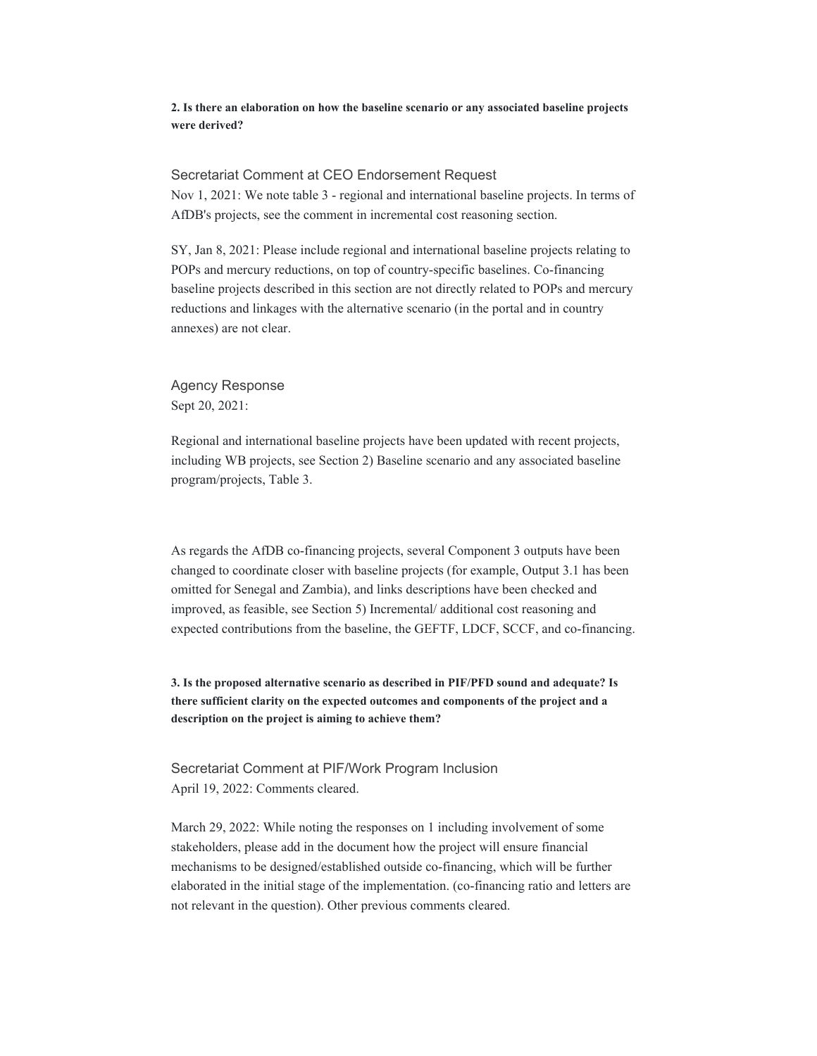**2. Is there an elaboration on how the baseline scenario or any associated baseline projects were derived?**

Secretariat Comment at CEO Endorsement Request

Nov 1, 2021: We note table 3 - regional and international baseline projects. In terms of AfDB's projects, see the comment in incremental cost reasoning section.

SY, Jan 8, 2021: Please include regional and international baseline projects relating to POPs and mercury reductions, on top of country-specific baselines. Co-financing baseline projects described in this section are not directly related to POPs and mercury reductions and linkages with the alternative scenario (in the portal and in country annexes) are not clear.

Agency Response

Sept 20, 2021:

Regional and international baseline projects have been updated with recent projects, including WB projects, see Section 2) Baseline scenario and any associated baseline program/projects, Table 3.

As regards the AfDB co-financing projects, several Component 3 outputs have been changed to coordinate closer with baseline projects (for example, Output 3.1 has been omitted for Senegal and Zambia), and links descriptions have been checked and improved, as feasible, see Section 5) Incremental/ additional cost reasoning and expected contributions from the baseline, the GEFTF, LDCF, SCCF, and co-financing.

**3. Is the proposed alternative scenario as described in PIF/PFD sound and adequate? Is there sufficient clarity on the expected outcomes and components of the project and a description on the project is aiming to achieve them?**

Secretariat Comment at PIF/Work Program Inclusion

April 19, 2022: Comments cleared.

March 29, 2022: While noting the responses on 1 including involvement of some stakeholders, please add in the document how the project will ensure financial mechanisms to be designed/established outside co-financing, which will be further elaborated in the initial stage of the implementation. (co-financing ratio and letters are not relevant in the question). Other previous comments cleared.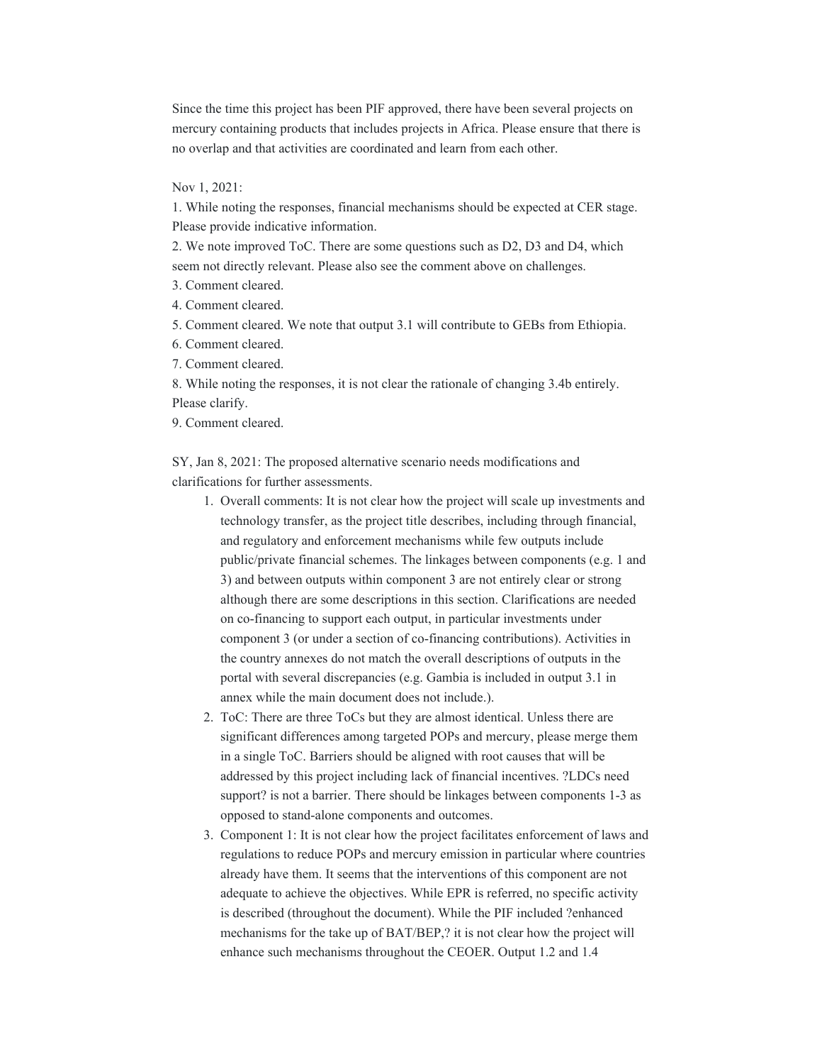Since the time this project has been PIF approved, there have been several projects on mercury containing products that includes projects in Africa. Please ensure that there is no overlap and that activities are coordinated and learn from each other.

Nov 1, 2021:

1. While noting the responses, financial mechanisms should be expected at CER stage. Please provide indicative information.
2. We note improved ToC. There are some questions such as D2, D3 and D4, which seem not directly relevant. Please also see the comment above on challenges.
3. Comment cleared.
4. Comment cleared.
5. Comment cleared. We note that output 3.1 will contribute to GEBs from Ethiopia.
6. Comment cleared.
7. Comment cleared.
8. While noting the responses, it is not clear the rationale of changing 3.4b entirely. Please clarify.
9. Comment cleared.

SY, Jan 8, 2021: The proposed alternative scenario needs modifications and clarifications for further assessments.

1. Overall comments: It is not clear how the project will scale up investments and technology transfer, as the project title describes, including through financial, and regulatory and enforcement mechanisms while few outputs include public/private financial schemes. The linkages between components (e.g. 1 and 3) and between outputs within component 3 are not entirely clear or strong although there are some descriptions in this section. Clarifications are needed on co-financing to support each output, in particular investments under component 3 (or under a section of co-financing contributions). Activities in the country annexes do not match the overall descriptions of outputs in the portal with several discrepancies (e.g. Gambia is included in output 3.1 in annex while the main document does not include.).
2. ToC: There are three ToCs but they are almost identical. Unless there are significant differences among targeted POPs and mercury, please merge them in a single ToC. Barriers should be aligned with root causes that will be addressed by this project including lack of financial incentives. ?LDCs need support? is not a barrier. There should be linkages between components 1-3 as opposed to stand-alone components and outcomes.
3. Component 1: It is not clear how the project facilitates enforcement of laws and regulations to reduce POPs and mercury emission in particular where countries already have them. It seems that the interventions of this component are not adequate to achieve the objectives. While EPR is referred, no specific activity is described (throughout the document). While the PIF included ?enhanced mechanisms for the take up of BAT/BEP,? it is not clear how the project will enhance such mechanisms throughout the CEOER. Output 1.2 and 1.4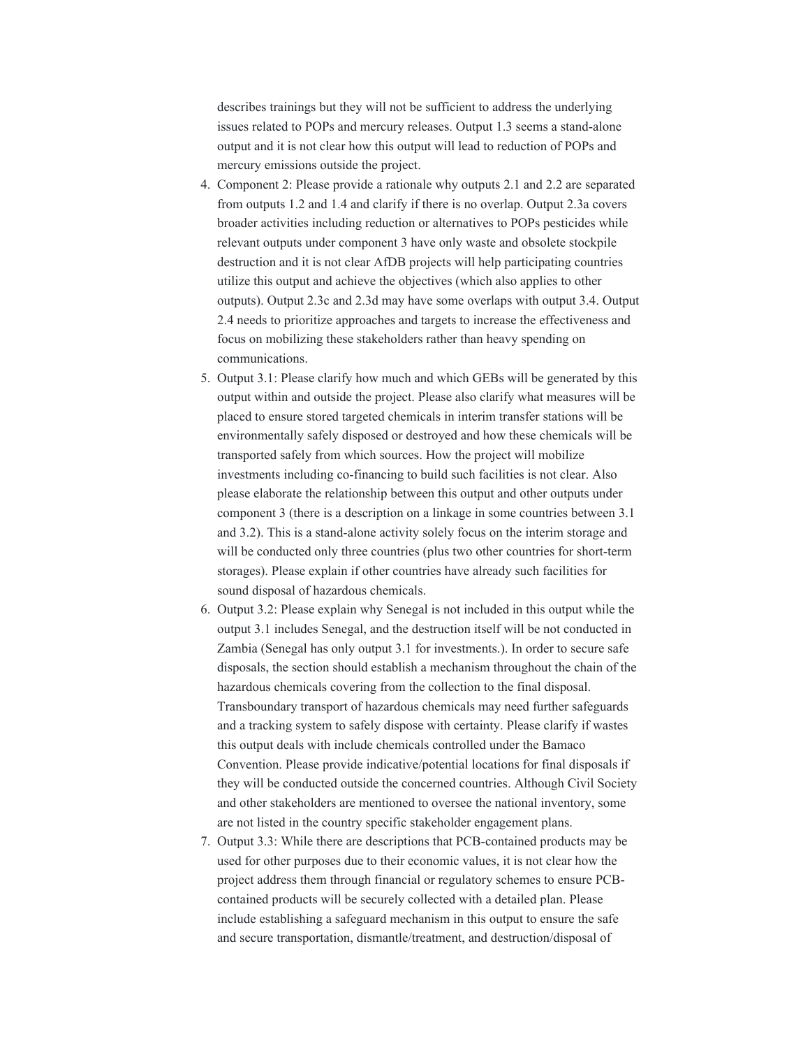describes trainings but they will not be sufficient to address the underlying issues related to POPs and mercury releases. Output 1.3 seems a stand-alone output and it is not clear how this output will lead to reduction of POPs and mercury emissions outside the project.

4. Component 2: Please provide a rationale why outputs 2.1 and 2.2 are separated from outputs 1.2 and 1.4 and clarify if there is no overlap. Output 2.3a covers broader activities including reduction or alternatives to POPs pesticides while relevant outputs under component 3 have only waste and obsolete stockpile destruction and it is not clear AfDB projects will help participating countries utilize this output and achieve the objectives (which also applies to other outputs). Output 2.3c and 2.3d may have some overlaps with output 3.4. Output 2.4 needs to prioritize approaches and targets to increase the effectiveness and focus on mobilizing these stakeholders rather than heavy spending on communications.
5. Output 3.1: Please clarify how much and which GEBs will be generated by this output within and outside the project. Please also clarify what measures will be placed to ensure stored targeted chemicals in interim transfer stations will be environmentally safely disposed or destroyed and how these chemicals will be transported safely from which sources. How the project will mobilize investments including co-financing to build such facilities is not clear. Also please elaborate the relationship between this output and other outputs under component 3 (there is a description on a linkage in some countries between 3.1 and 3.2). This is a stand-alone activity solely focus on the interim storage and will be conducted only three countries (plus two other countries for short-term storages). Please explain if other countries have already such facilities for sound disposal of hazardous chemicals.
6. Output 3.2: Please explain why Senegal is not included in this output while the output 3.1 includes Senegal, and the destruction itself will be not conducted in Zambia (Senegal has only output 3.1 for investments.). In order to secure safe disposals, the section should establish a mechanism throughout the chain of the hazardous chemicals covering from the collection to the final disposal. Transboundary transport of hazardous chemicals may need further safeguards and a tracking system to safely dispose with certainty. Please clarify if wastes this output deals with include chemicals controlled under the Bamaco Convention. Please provide indicative/potential locations for final disposals if they will be conducted outside the concerned countries. Although Civil Society and other stakeholders are mentioned to oversee the national inventory, some are not listed in the country specific stakeholder engagement plans.
7. Output 3.3: While there are descriptions that PCB-contained products may be used for other purposes due to their economic values, it is not clear how the project address them through financial or regulatory schemes to ensure PCB-contained products will be securely collected with a detailed plan. Please include establishing a safeguard mechanism in this output to ensure the safe and secure transportation, dismantle/treatment, and destruction/disposal of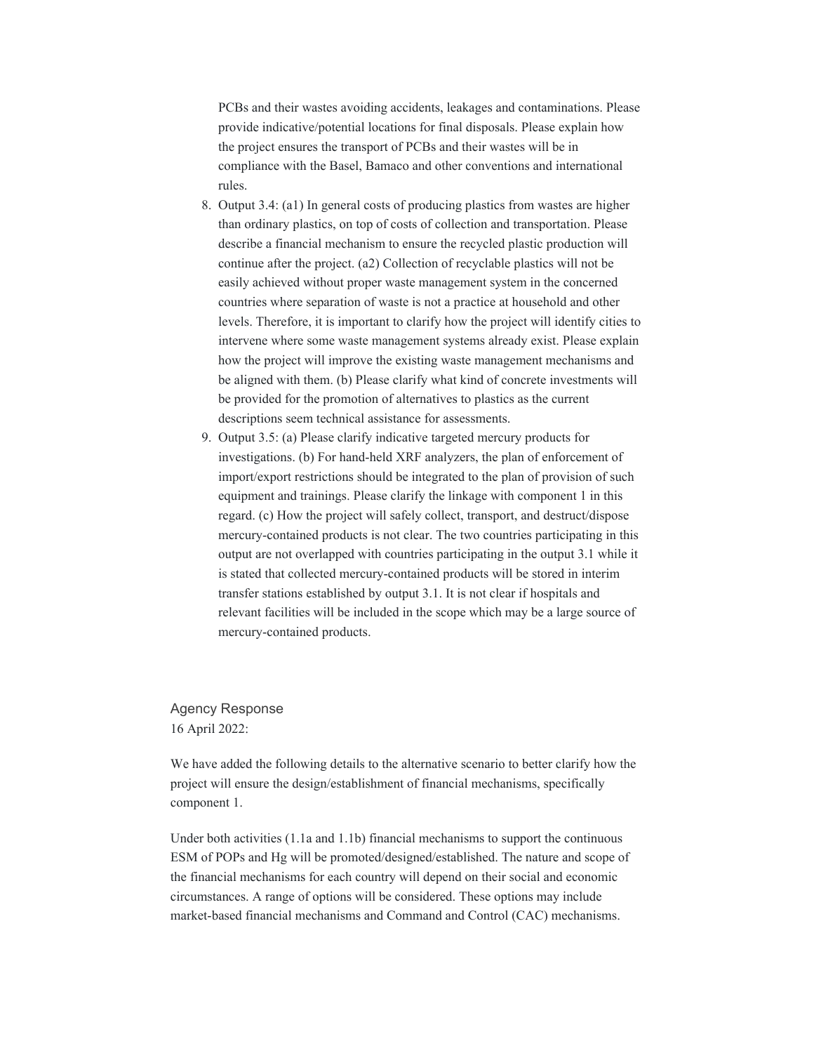PCBs and their wastes avoiding accidents, leakages and contaminations. Please provide indicative/potential locations for final disposals. Please explain how the project ensures the transport of PCBs and their wastes will be in compliance with the Basel, Bamaco and other conventions and international rules.

8. Output 3.4: (a1) In general costs of producing plastics from wastes are higher than ordinary plastics, on top of costs of collection and transportation. Please describe a financial mechanism to ensure the recycled plastic production will continue after the project. (a2) Collection of recyclable plastics will not be easily achieved without proper waste management system in the concerned countries where separation of waste is not a practice at household and other levels. Therefore, it is important to clarify how the project will identify cities to intervene where some waste management systems already exist. Please explain how the project will improve the existing waste management mechanisms and be aligned with them. (b) Please clarify what kind of concrete investments will be provided for the promotion of alternatives to plastics as the current descriptions seem technical assistance for assessments.
9. Output 3.5: (a) Please clarify indicative targeted mercury products for investigations. (b) For hand-held XRF analyzers, the plan of enforcement of import/export restrictions should be integrated to the plan of provision of such equipment and trainings. Please clarify the linkage with component 1 in this regard. (c) How the project will safely collect, transport, and destruct/dispose mercury-contained products is not clear. The two countries participating in this output are not overlapped with countries participating in the output 3.1 while it is stated that collected mercury-contained products will be stored in interim transfer stations established by output 3.1. It is not clear if hospitals and relevant facilities will be included in the scope which may be a large source of mercury-contained products.

Agency Response
16 April 2022:

We have added the following details to the alternative scenario to better clarify how the project will ensure the design/establishment of financial mechanisms, specifically component 1.

Under both activities (1.1a and 1.1b) financial mechanisms to support the continuous ESM of POPs and Hg will be promoted/designed/established. The nature and scope of the financial mechanisms for each country will depend on their social and economic circumstances. A range of options will be considered. These options may include market-based financial mechanisms and Command and Control (CAC) mechanisms.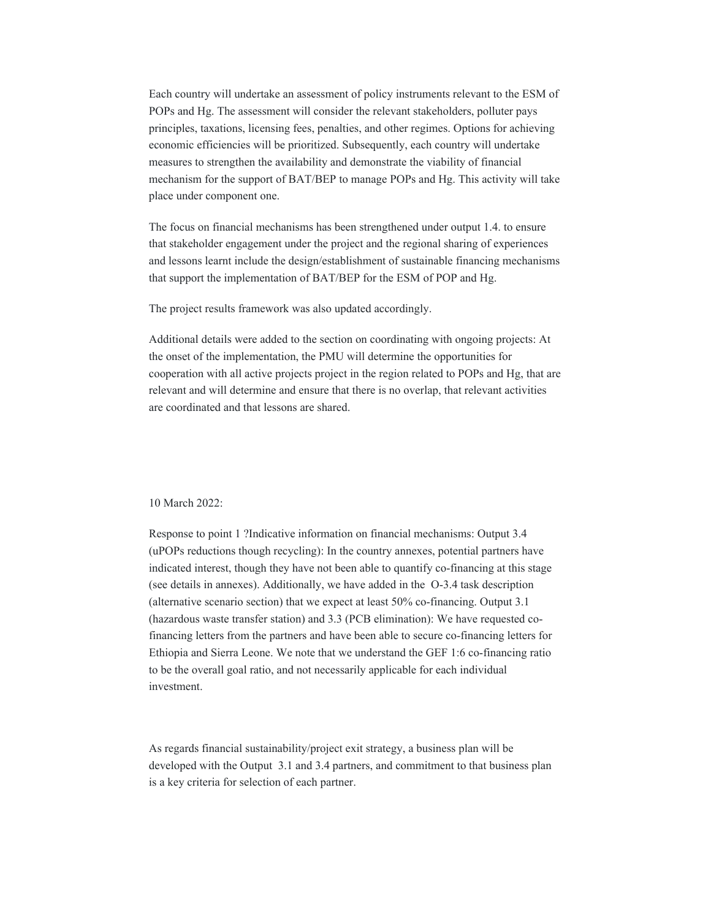Each country will undertake an assessment of policy instruments relevant to the ESM of POPs and Hg. The assessment will consider the relevant stakeholders, polluter pays principles, taxations, licensing fees, penalties, and other regimes. Options for achieving economic efficiencies will be prioritized. Subsequently, each country will undertake measures to strengthen the availability and demonstrate the viability of financial mechanism for the support of BAT/BEP to manage POPs and Hg. This activity will take place under component one.

The focus on financial mechanisms has been strengthened under output 1.4. to ensure that stakeholder engagement under the project and the regional sharing of experiences and lessons learnt include the design/establishment of sustainable financing mechanisms that support the implementation of BAT/BEP for the ESM of POP and Hg.

The project results framework was also updated accordingly.

Additional details were added to the section on coordinating with ongoing projects: At the onset of the implementation, the PMU will determine the opportunities for cooperation with all active projects project in the region related to POPs and Hg, that are relevant and will determine and ensure that there is no overlap, that relevant activities are coordinated and that lessons are shared.

10 March 2022:

Response to point 1 ?Indicative information on financial mechanisms: Output 3.4 (uPOPs reductions though recycling): In the country annexes, potential partners have indicated interest, though they have not been able to quantify co-financing at this stage (see details in annexes). Additionally, we have added in the O-3.4 task description (alternative scenario section) that we expect at least 50% co-financing. Output 3.1 (hazardous waste transfer station) and 3.3 (PCB elimination): We have requested co-financing letters from the partners and have been able to secure co-financing letters for Ethiopia and Sierra Leone. We note that we understand the GEF 1:6 co-financing ratio to be the overall goal ratio, and not necessarily applicable for each individual investment.

As regards financial sustainability/project exit strategy, a business plan will be developed with the Output 3.1 and 3.4 partners, and commitment to that business plan is a key criteria for selection of each partner.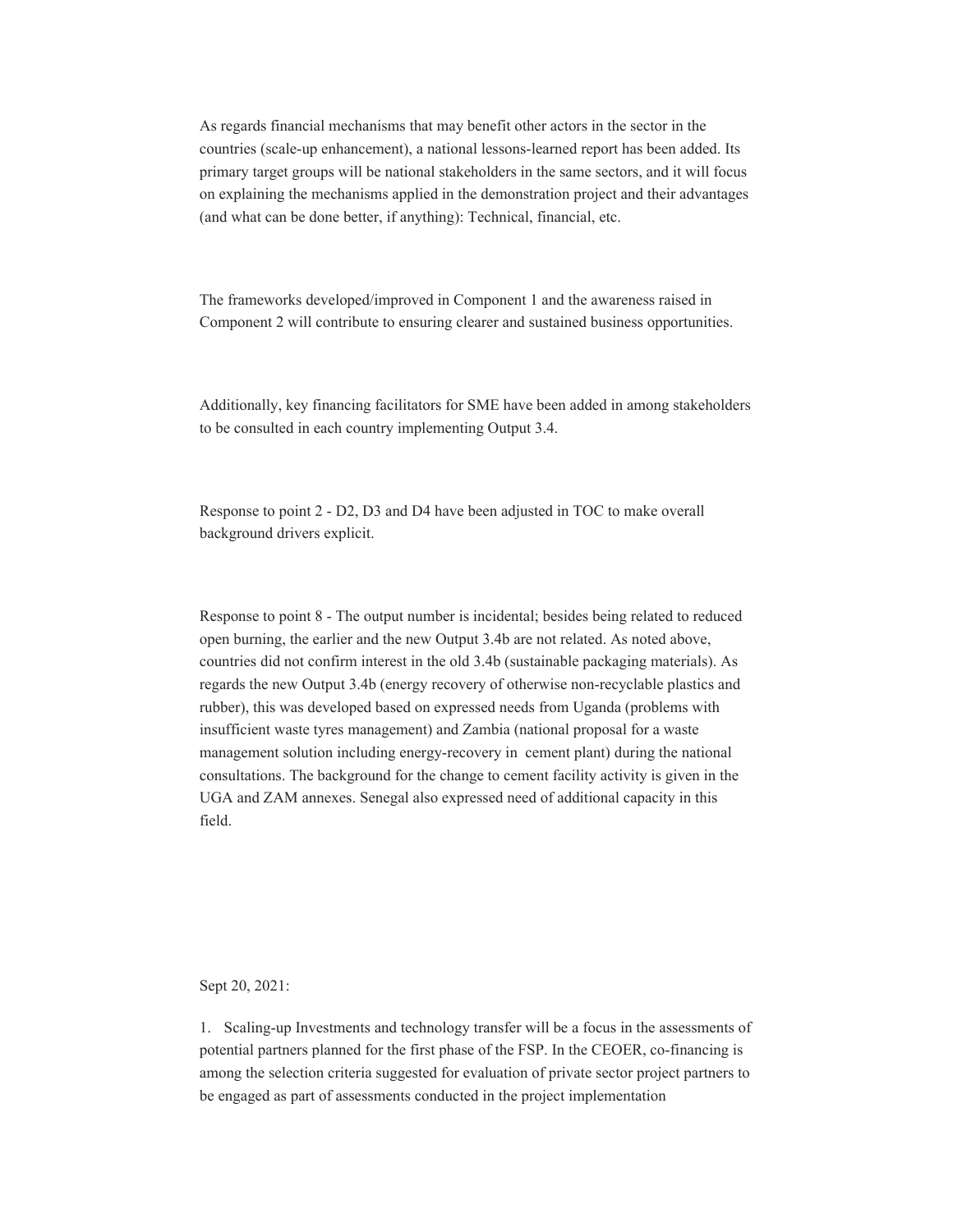As regards financial mechanisms that may benefit other actors in the sector in the countries (scale-up enhancement), a national lessons-learned report has been added. Its primary target groups will be national stakeholders in the same sectors, and it will focus on explaining the mechanisms applied in the demonstration project and their advantages (and what can be done better, if anything): Technical, financial, etc.

The frameworks developed/improved in Component 1 and the awareness raised in Component 2 will contribute to ensuring clearer and sustained business opportunities.

Additionally, key financing facilitators for SME have been added in among stakeholders to be consulted in each country implementing Output 3.4.

Response to point 2 - D2, D3 and D4 have been adjusted in TOC to make overall background drivers explicit.

Response to point 8 - The output number is incidental; besides being related to reduced open burning, the earlier and the new Output 3.4b are not related. As noted above, countries did not confirm interest in the old 3.4b (sustainable packaging materials). As regards the new Output 3.4b (energy recovery of otherwise non-recyclable plastics and rubber), this was developed based on expressed needs from Uganda (problems with insufficient waste tyres management) and Zambia (national proposal for a waste management solution including energy-recovery in cement plant) during the national consultations. The background for the change to cement facility activity is given in the UGA and ZAM annexes. Senegal also expressed need of additional capacity in this field.

Sept 20, 2021:

1. Scaling-up Investments and technology transfer will be a focus in the assessments of potential partners planned for the first phase of the FSP. In the CEOER, co-financing is among the selection criteria suggested for evaluation of private sector project partners to be engaged as part of assessments conducted in the project implementation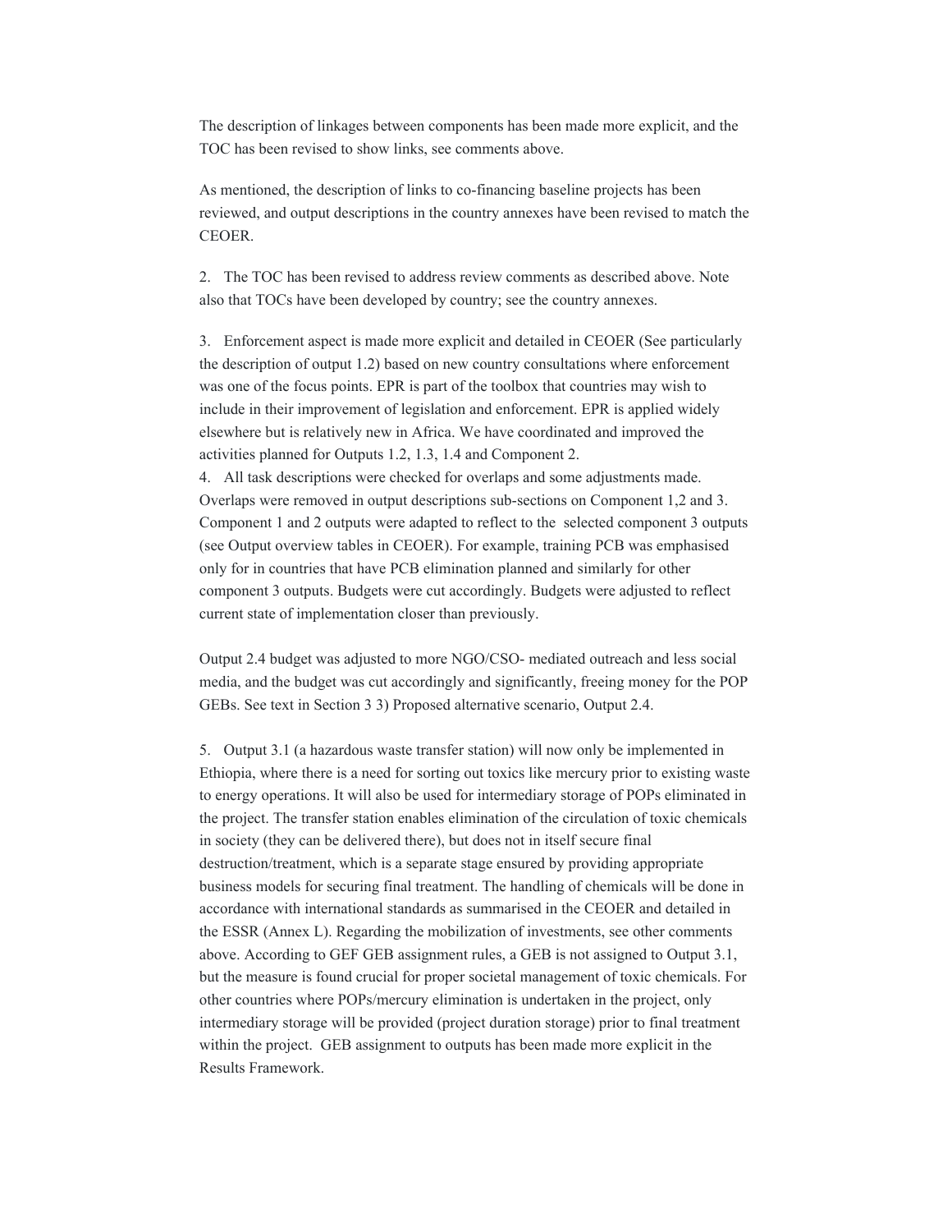The description of linkages between components has been made more explicit, and the TOC has been revised to show links, see comments above.

As mentioned, the description of links to co-financing baseline projects has been reviewed, and output descriptions in the country annexes have been revised to match the CEOER.

2. The TOC has been revised to address review comments as described above. Note also that TOCs have been developed by country; see the country annexes.

3. Enforcement aspect is made more explicit and detailed in CEOER (See particularly the description of output 1.2) based on new country consultations where enforcement was one of the focus points. EPR is part of the toolbox that countries may wish to include in their improvement of legislation and enforcement. EPR is applied widely elsewhere but is relatively new in Africa. We have coordinated and improved the activities planned for Outputs 1.2, 1.3, 1.4 and Component 2.

4. All task descriptions were checked for overlaps and some adjustments made. Overlaps were removed in output descriptions sub-sections on Component 1,2 and 3. Component 1 and 2 outputs were adapted to reflect to the selected component 3 outputs (see Output overview tables in CEOER). For example, training PCB was emphasised only for in countries that have PCB elimination planned and similarly for other component 3 outputs. Budgets were cut accordingly. Budgets were adjusted to reflect current state of implementation closer than previously.

Output 2.4 budget was adjusted to more NGO/CSO- mediated outreach and less social media, and the budget was cut accordingly and significantly, freeing money for the POP GEBs. See text in Section 3 3) Proposed alternative scenario, Output 2.4.

5. Output 3.1 (a hazardous waste transfer station) will now only be implemented in Ethiopia, where there is a need for sorting out toxics like mercury prior to existing waste to energy operations. It will also be used for intermediary storage of POPs eliminated in the project. The transfer station enables elimination of the circulation of toxic chemicals in society (they can be delivered there), but does not in itself secure final destruction/treatment, which is a separate stage ensured by providing appropriate business models for securing final treatment. The handling of chemicals will be done in accordance with international standards as summarised in the CEOER and detailed in the ESSR (Annex L). Regarding the mobilization of investments, see other comments above. According to GEF GEB assignment rules, a GEB is not assigned to Output 3.1, but the measure is found crucial for proper societal management of toxic chemicals. For other countries where POPs/mercury elimination is undertaken in the project, only intermediary storage will be provided (project duration storage) prior to final treatment within the project. GEB assignment to outputs has been made more explicit in the Results Framework.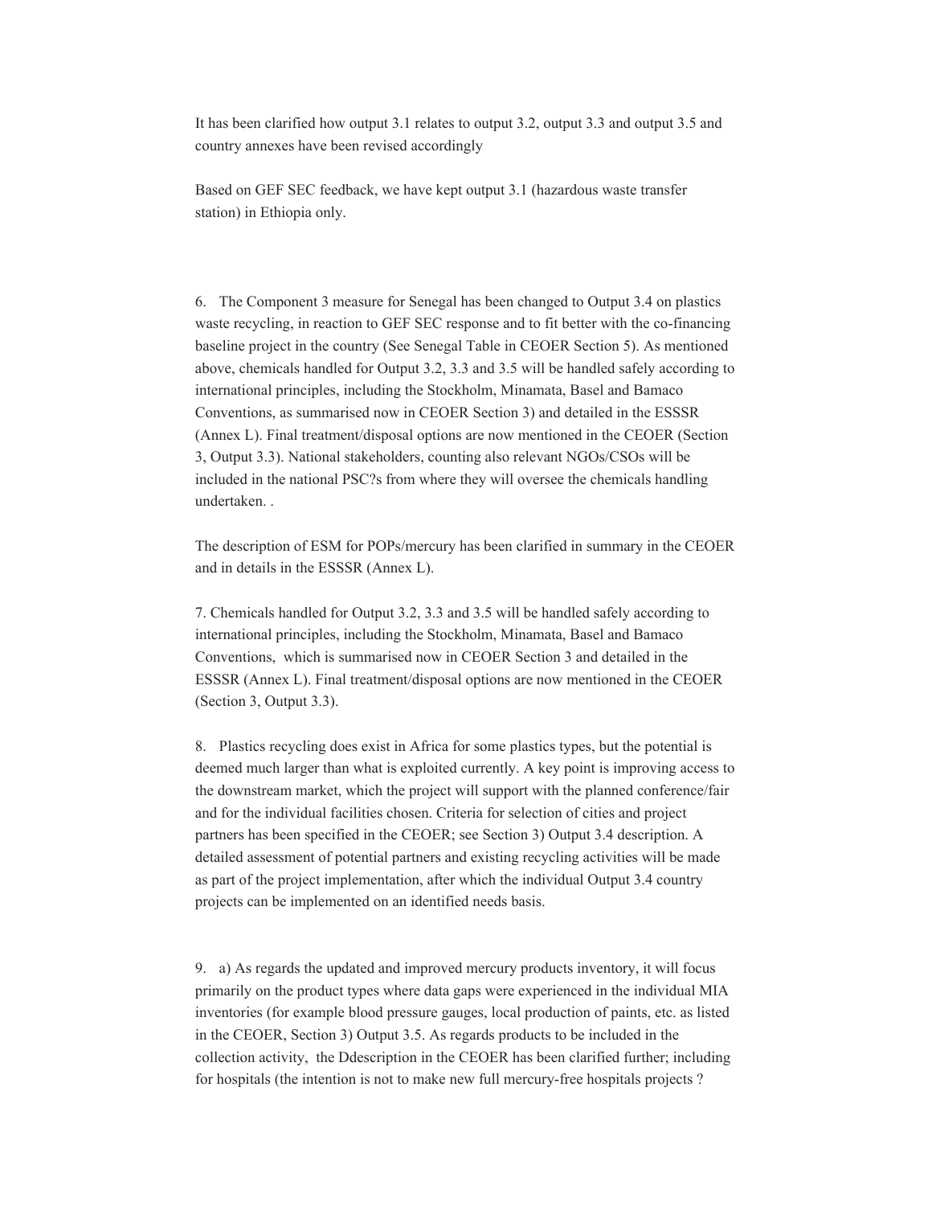It has been clarified how output 3.1 relates to output 3.2, output 3.3 and output 3.5 and country annexes have been revised accordingly

Based on GEF SEC feedback, we have kept output 3.1 (hazardous waste transfer station) in Ethiopia only.

6. The Component 3 measure for Senegal has been changed to Output 3.4 on plastics waste recycling, in reaction to GEF SEC response and to fit better with the co-financing baseline project in the country (See Senegal Table in CEOER Section 5). As mentioned above, chemicals handled for Output 3.2, 3.3 and 3.5 will be handled safely according to international principles, including the Stockholm, Minamata, Basel and Bamaco Conventions, as summarised now in CEOER Section 3) and detailed in the ESSSR (Annex L). Final treatment/disposal options are now mentioned in the CEOER (Section 3, Output 3.3). National stakeholders, counting also relevant NGOs/CSOs will be included in the national PSC?s from where they will oversee the chemicals handling undertaken. .

The description of ESM for POPs/mercury has been clarified in summary in the CEOER and in details in the ESSSR (Annex L).

7. Chemicals handled for Output 3.2, 3.3 and 3.5 will be handled safely according to international principles, including the Stockholm, Minamata, Basel and Bamaco Conventions, which is summarised now in CEOER Section 3 and detailed in the ESSSR (Annex L). Final treatment/disposal options are now mentioned in the CEOER (Section 3, Output 3.3).

8. Plastics recycling does exist in Africa for some plastics types, but the potential is deemed much larger than what is exploited currently. A key point is improving access to the downstream market, which the project will support with the planned conference/fair and for the individual facilities chosen. Criteria for selection of cities and project partners has been specified in the CEOER; see Section 3) Output 3.4 description. A detailed assessment of potential partners and existing recycling activities will be made as part of the project implementation, after which the individual Output 3.4 country projects can be implemented on an identified needs basis.

9. a) As regards the updated and improved mercury products inventory, it will focus primarily on the product types where data gaps were experienced in the individual MIA inventories (for example blood pressure gauges, local production of paints, etc. as listed in the CEOER, Section 3) Output 3.5. As regards products to be included in the collection activity, the Ddescription in the CEOER has been clarified further; including for hospitals (the intention is not to make new full mercury-free hospitals projects ?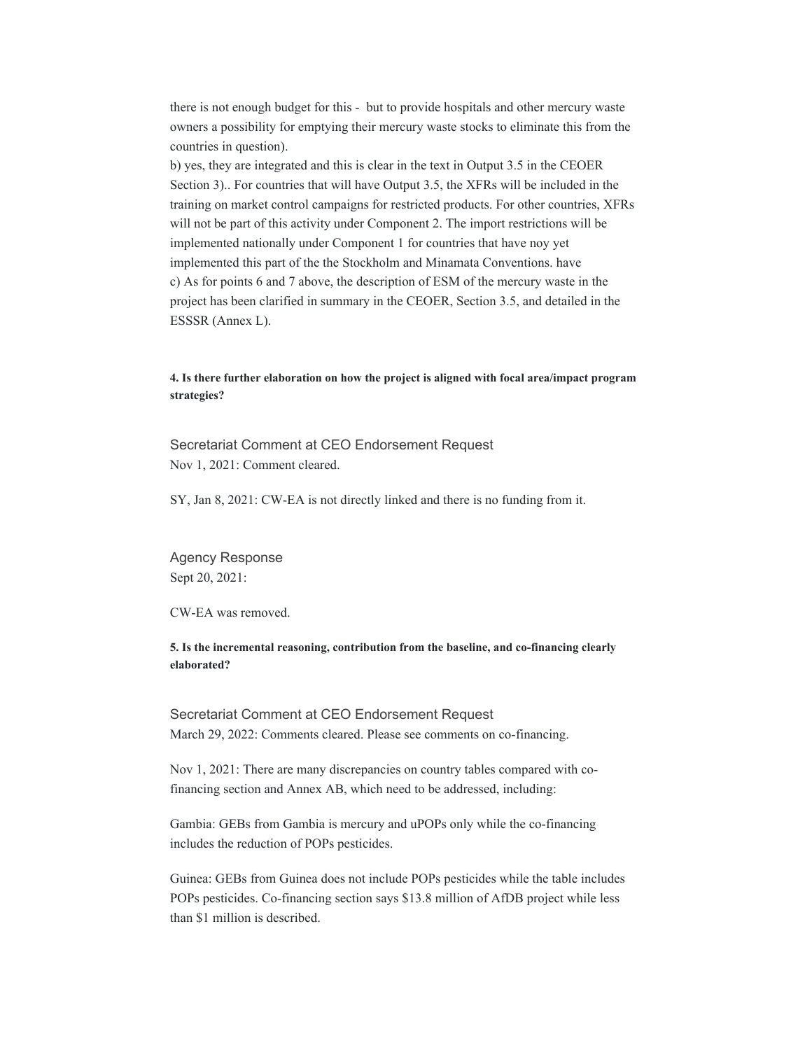there is not enough budget for this - but to provide hospitals and other mercury waste owners a possibility for emptying their mercury waste stocks to eliminate this from the countries in question).

b) yes, they are integrated and this is clear in the text in Output 3.5 in the CEOER Section 3).. For countries that will have Output 3.5, the XFRs will be included in the training on market control campaigns for restricted products. For other countries, XFRs will not be part of this activity under Component 2. The import restrictions will be implemented nationally under Component 1 for countries that have noy yet implemented this part of the the Stockholm and Minamata Conventions. have

c) As for points 6 and 7 above, the description of ESM of the mercury waste in the project has been clarified in summary in the CEOER, Section 3.5, and detailed in the ESSSR (Annex L).

**4. Is there further elaboration on how the project is aligned with focal area/impact program strategies?**

Secretariat Comment at CEO Endorsement Request

Nov 1, 2021: Comment cleared.

SY, Jan 8, 2021: CW-EA is not directly linked and there is no funding from it.

Agency Response

Sept 20, 2021:

CW-EA was removed.

**5. Is the incremental reasoning, contribution from the baseline, and co-financing clearly elaborated?**

Secretariat Comment at CEO Endorsement Request

March 29, 2022: Comments cleared. Please see comments on co-financing.

Nov 1, 2021: There are many discrepancies on country tables compared with co-financing section and Annex AB, which need to be addressed, including:

Gambia: GEBs from Gambia is mercury and uPOPs only while the co-financing includes the reduction of POPs pesticides.

Guinea: GEBs from Guinea does not include POPs pesticides while the table includes POPs pesticides. Co-financing section says $13.8 million of AfDB project while less than $1 million is described.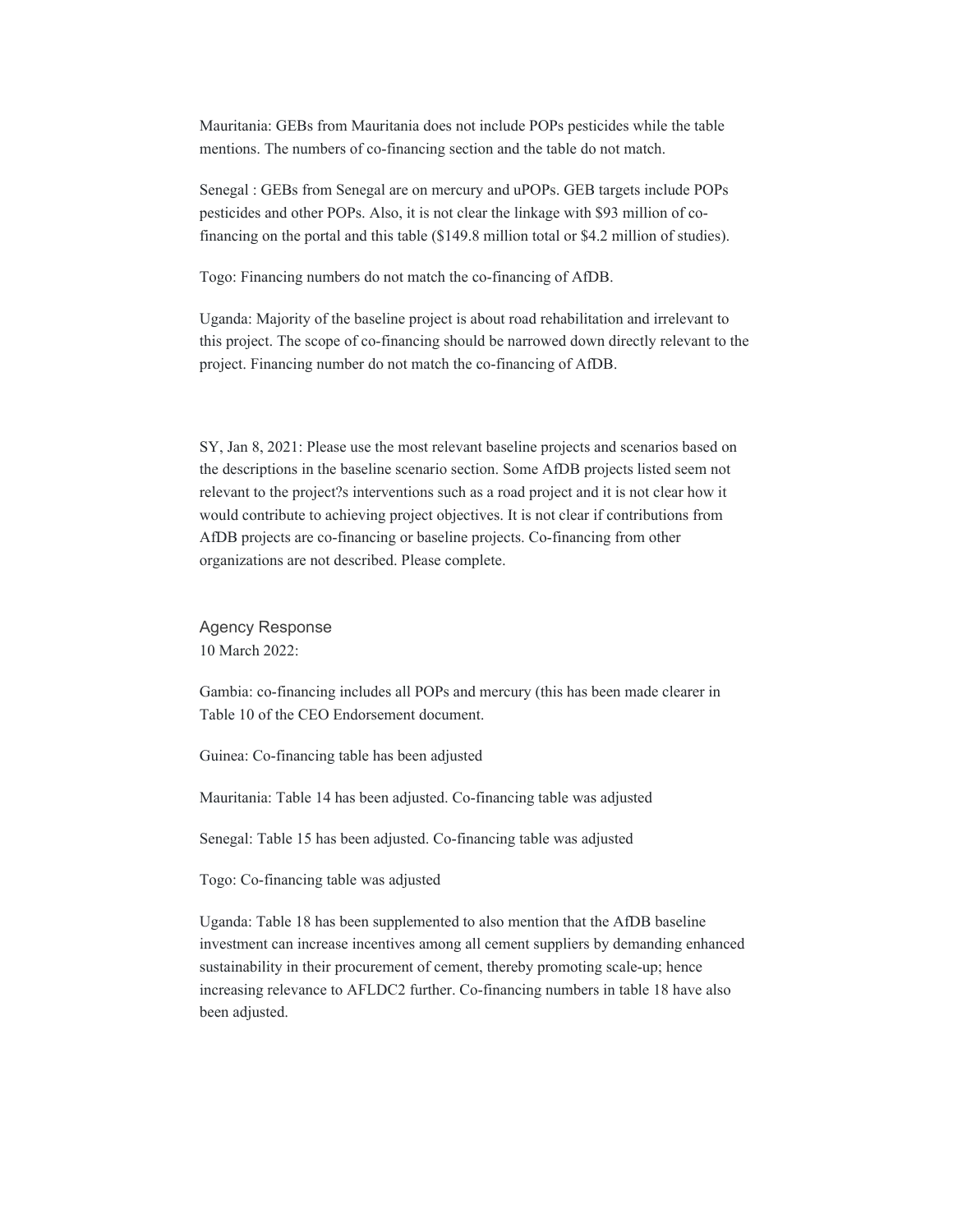Mauritania: GEBs from Mauritania does not include POPs pesticides while the table mentions. The numbers of co-financing section and the table do not match.

Senegal : GEBs from Senegal are on mercury and uPOPs. GEB targets include POPs pesticides and other POPs. Also, it is not clear the linkage with $93 million of co-financing on the portal and this table ($149.8 million total or $4.2 million of studies).

Togo: Financing numbers do not match the co-financing of AfDB.

Uganda: Majority of the baseline project is about road rehabilitation and irrelevant to this project. The scope of co-financing should be narrowed down directly relevant to the project. Financing number do not match the co-financing of AfDB.

SY, Jan 8, 2021: Please use the most relevant baseline projects and scenarios based on the descriptions in the baseline scenario section. Some AfDB projects listed seem not relevant to the project?s interventions such as a road project and it is not clear how it would contribute to achieving project objectives. It is not clear if contributions from AfDB projects are co-financing or baseline projects. Co-financing from other organizations are not described. Please complete.

Agency Response

10 March 2022:

Gambia: co-financing includes all POPs and mercury (this has been made clearer in Table 10 of the CEO Endorsement document.

Guinea: Co-financing table has been adjusted

Mauritania: Table 14 has been adjusted. Co-financing table was adjusted

Senegal: Table 15 has been adjusted. Co-financing table was adjusted

Togo: Co-financing table was adjusted

Uganda: Table 18 has been supplemented to also mention that the AfDB baseline investment can increase incentives among all cement suppliers by demanding enhanced sustainability in their procurement of cement, thereby promoting scale-up; hence increasing relevance to AFLDC2 further. Co-financing numbers in table 18 have also been adjusted.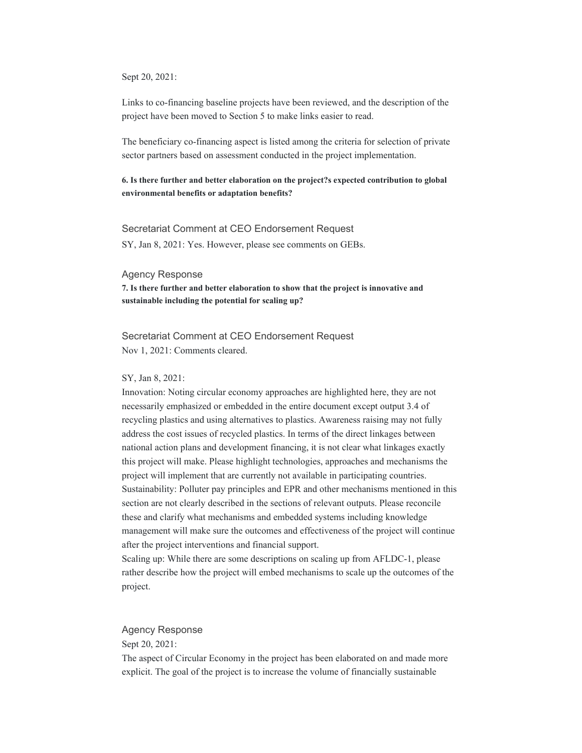Sept 20, 2021:

Links to co-financing baseline projects have been reviewed, and the description of the project have been moved to Section 5 to make links easier to read.

The beneficiary co-financing aspect is listed among the criteria for selection of private sector partners based on assessment conducted in the project implementation.

**6. Is there further and better elaboration on the project?s expected contribution to global environmental benefits or adaptation benefits?**

### Secretariat Comment at CEO Endorsement Request

SY, Jan 8, 2021: Yes. However, please see comments on GEBs.

### Agency Response

**7. Is there further and better elaboration to show that the project is innovative and sustainable including the potential for scaling up?**

### Secretariat Comment at CEO Endorsement Request

Nov 1, 2021: Comments cleared.

SY, Jan 8, 2021:
Innovation: Noting circular economy approaches are highlighted here, they are not necessarily emphasized or embedded in the entire document except output 3.4 of recycling plastics and using alternatives to plastics. Awareness raising may not fully address the cost issues of recycled plastics. In terms of the direct linkages between national action plans and development financing, it is not clear what linkages exactly this project will make. Please highlight technologies, approaches and mechanisms the project will implement that are currently not available in participating countries.
Sustainability: Polluter pay principles and EPR and other mechanisms mentioned in this section are not clearly described in the sections of relevant outputs. Please reconcile these and clarify what mechanisms and embedded systems including knowledge management will make sure the outcomes and effectiveness of the project will continue after the project interventions and financial support.
Scaling up: While there are some descriptions on scaling up from AFLDC-1, please rather describe how the project will embed mechanisms to scale up the outcomes of the project.

### Agency Response

Sept 20, 2021:
The aspect of Circular Economy in the project has been elaborated on and made more explicit. The goal of the project is to increase the volume of financially sustainable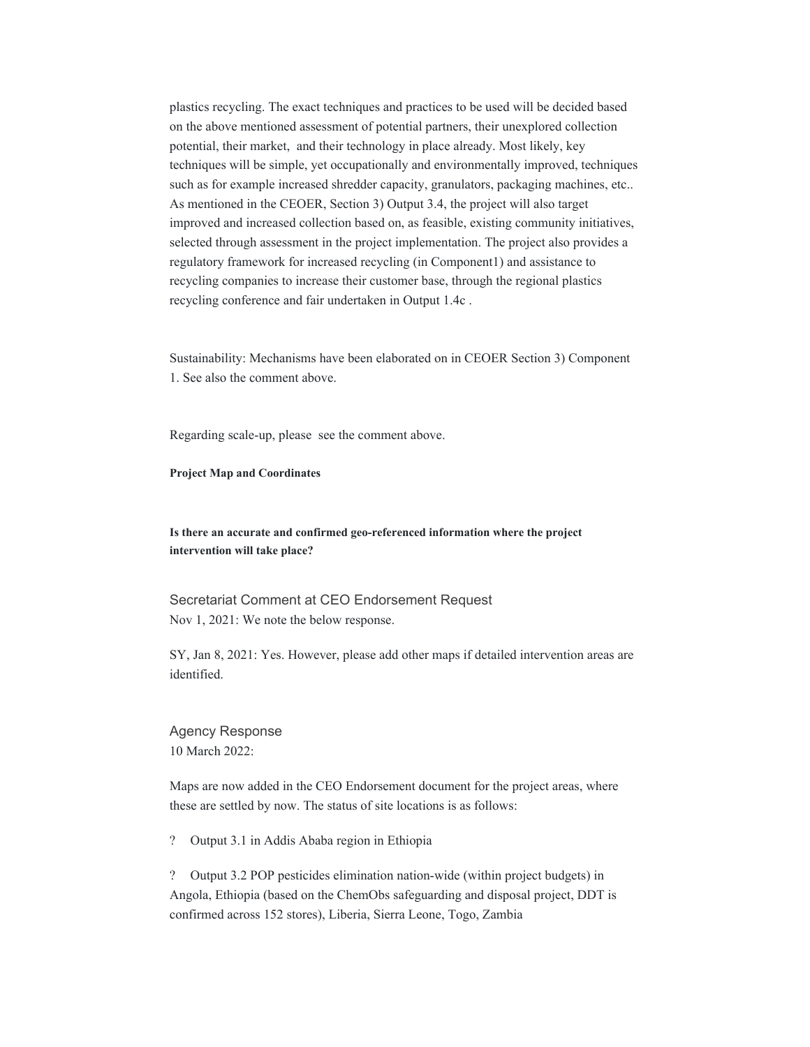plastics recycling. The exact techniques and practices to be used will be decided based on the above mentioned assessment of potential partners, their unexplored collection potential, their market, and their technology in place already. Most likely, key techniques will be simple, yet occupationally and environmentally improved, techniques such as for example increased shredder capacity, granulators, packaging machines, etc.. As mentioned in the CEOER, Section 3) Output 3.4, the project will also target improved and increased collection based on, as feasible, existing community initiatives, selected through assessment in the project implementation. The project also provides a regulatory framework for increased recycling (in Component1) and assistance to recycling companies to increase their customer base, through the regional plastics recycling conference and fair undertaken in Output 1.4c .

Sustainability: Mechanisms have been elaborated on in CEOER Section 3) Component 1. See also the comment above.

Regarding scale-up, please see the comment above.

**Project Map and Coordinates**

**Is there an accurate and confirmed geo-referenced information where the project intervention will take place?**

Secretariat Comment at CEO Endorsement Request

Nov 1, 2021: We note the below response.

SY, Jan 8, 2021: Yes. However, please add other maps if detailed intervention areas are identified.

Agency Response

10 March 2022:

Maps are now added in the CEO Endorsement document for the project areas, where these are settled by now. The status of site locations is as follows:

? Output 3.1 in Addis Ababa region in Ethiopia

? Output 3.2 POP pesticides elimination nation-wide (within project budgets) in Angola, Ethiopia (based on the ChemObs safeguarding and disposal project, DDT is confirmed across 152 stores), Liberia, Sierra Leone, Togo, Zambia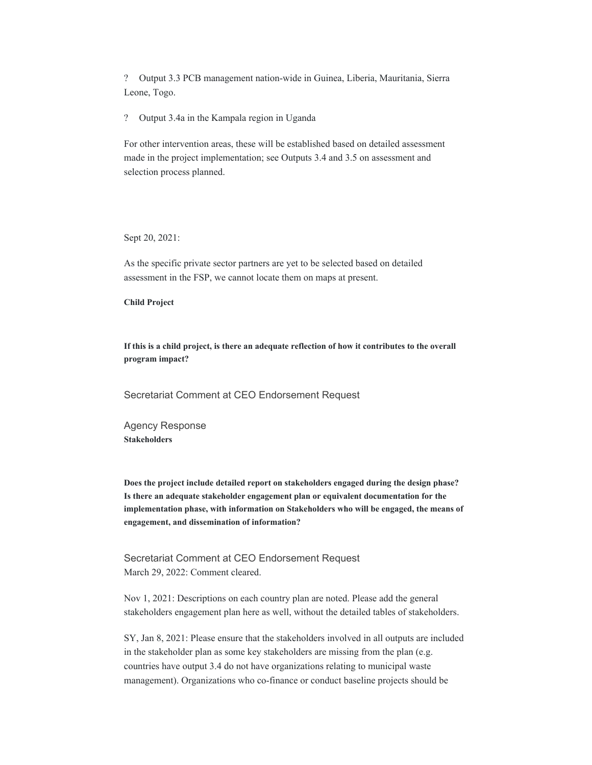? Output 3.3 PCB management nation-wide in Guinea, Liberia, Mauritania, Sierra Leone, Togo.

? Output 3.4a in the Kampala region in Uganda

For other intervention areas, these will be established based on detailed assessment made in the project implementation; see Outputs 3.4 and 3.5 on assessment and selection process planned.

Sept 20, 2021:

As the specific private sector partners are yet to be selected based on detailed assessment in the FSP, we cannot locate them on maps at present.

**Child Project**

**If this is a child project, is there an adequate reflection of how it contributes to the overall program impact?**

Secretariat Comment at CEO Endorsement Request

Agency Response

**Stakeholders**

**Does the project include detailed report on stakeholders engaged during the design phase? Is there an adequate stakeholder engagement plan or equivalent documentation for the implementation phase, with information on Stakeholders who will be engaged, the means of engagement, and dissemination of information?**

Secretariat Comment at CEO Endorsement Request

March 29, 2022: Comment cleared.

Nov 1, 2021: Descriptions on each country plan are noted. Please add the general stakeholders engagement plan here as well, without the detailed tables of stakeholders.

SY, Jan 8, 2021: Please ensure that the stakeholders involved in all outputs are included in the stakeholder plan as some key stakeholders are missing from the plan (e.g. countries have output 3.4 do not have organizations relating to municipal waste management). Organizations who co-finance or conduct baseline projects should be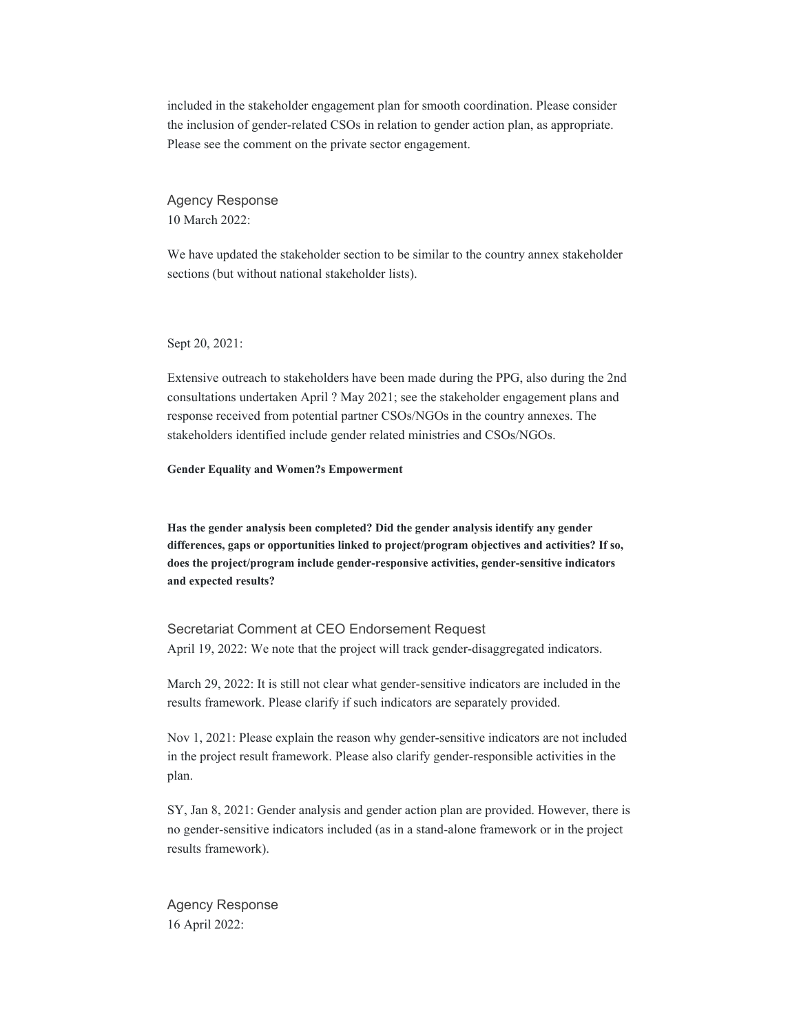included in the stakeholder engagement plan for smooth coordination. Please consider the inclusion of gender-related CSOs in relation to gender action plan, as appropriate. Please see the comment on the private sector engagement.

Agency Response
10 March 2022:

We have updated the stakeholder section to be similar to the country annex stakeholder sections (but without national stakeholder lists).

Sept 20, 2021:

Extensive outreach to stakeholders have been made during the PPG, also during the 2nd consultations undertaken April ? May 2021; see the stakeholder engagement plans and response received from potential partner CSOs/NGOs in the country annexes. The stakeholders identified include gender related ministries and CSOs/NGOs.

**Gender Equality and Women?s Empowerment**

**Has the gender analysis been completed? Did the gender analysis identify any gender differences, gaps or opportunities linked to project/program objectives and activities? If so, does the project/program include gender-responsive activities, gender-sensitive indicators and expected results?**

Secretariat Comment at CEO Endorsement Request
April 19, 2022: We note that the project will track gender-disaggregated indicators.

March 29, 2022: It is still not clear what gender-sensitive indicators are included in the results framework. Please clarify if such indicators are separately provided.

Nov 1, 2021: Please explain the reason why gender-sensitive indicators are not included in the project result framework. Please also clarify gender-responsible activities in the plan.

SY, Jan 8, 2021: Gender analysis and gender action plan are provided. However, there is no gender-sensitive indicators included (as in a stand-alone framework or in the project results framework).

Agency Response
16 April 2022: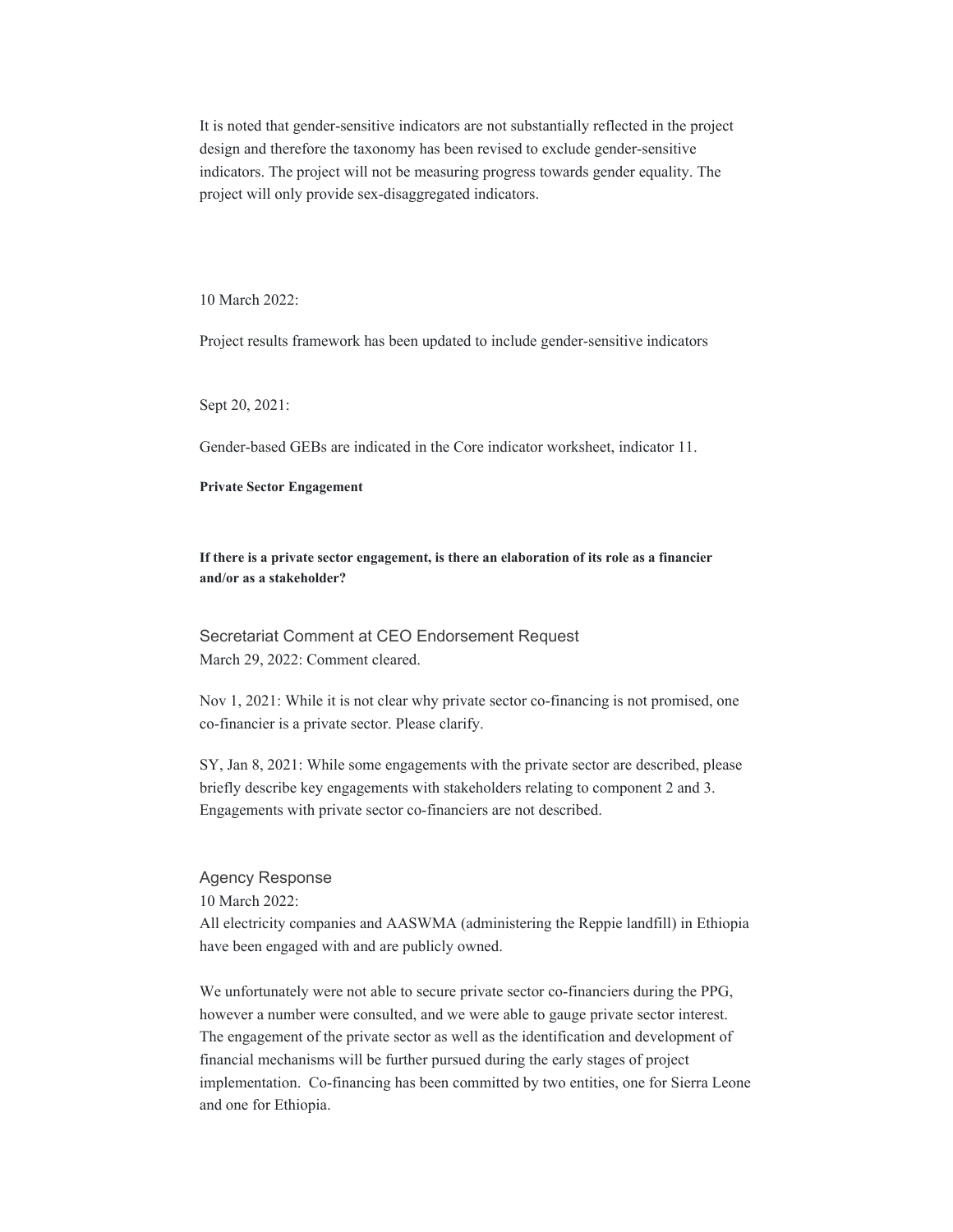It is noted that gender-sensitive indicators are not substantially reflected in the project design and therefore the taxonomy has been revised to exclude gender-sensitive indicators. The project will not be measuring progress towards gender equality. The project will only provide sex-disaggregated indicators.

10 March 2022:

Project results framework has been updated to include gender-sensitive indicators

Sept 20, 2021:

Gender-based GEBs are indicated in the Core indicator worksheet, indicator 11.

**Private Sector Engagement**

**If there is a private sector engagement, is there an elaboration of its role as a financier and/or as a stakeholder?**

Secretariat Comment at CEO Endorsement Request
March 29, 2022: Comment cleared.

Nov 1, 2021: While it is not clear why private sector co-financing is not promised, one co-financier is a private sector. Please clarify.

SY, Jan 8, 2021: While some engagements with the private sector are described, please briefly describe key engagements with stakeholders relating to component 2 and 3. Engagements with private sector co-financiers are not described.

Agency Response
10 March 2022:
All electricity companies and AASWMA (administering the Reppie landfill) in Ethiopia have been engaged with and are publicly owned.

We unfortunately were not able to secure private sector co-financiers during the PPG, however a number were consulted, and we were able to gauge private sector interest. The engagement of the private sector as well as the identification and development of financial mechanisms will be further pursued during the early stages of project implementation. Co-financing has been committed by two entities, one for Sierra Leone and one for Ethiopia.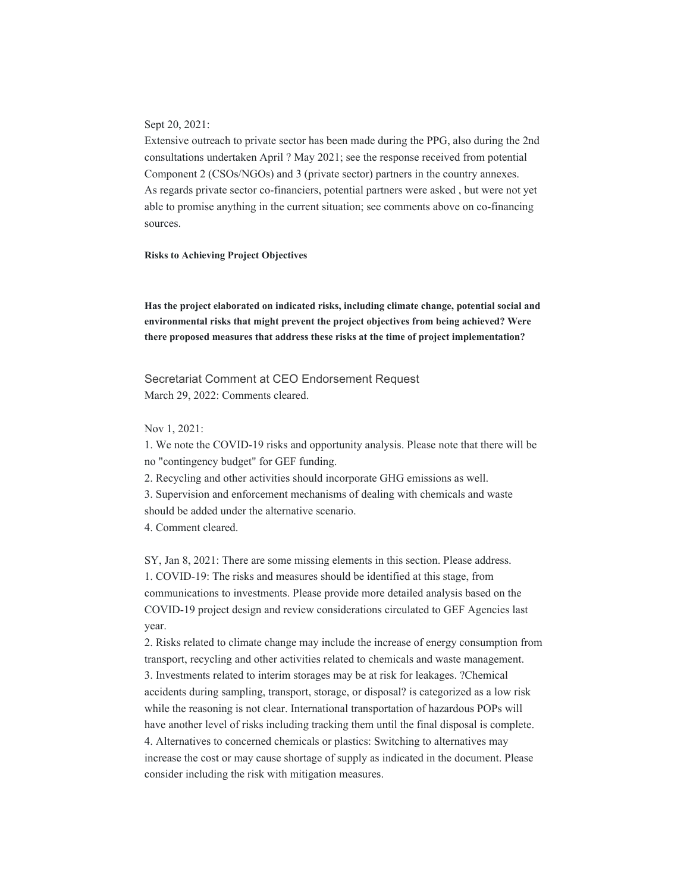Sept 20, 2021:
Extensive outreach to private sector has been made during the PPG, also during the 2nd consultations undertaken April ? May 2021; see the response received from potential Component 2 (CSOs/NGOs) and 3 (private sector) partners in the country annexes. As regards private sector co-financiers, potential partners were asked , but were not yet able to promise anything in the current situation; see comments above on co-financing sources.

**Risks to Achieving Project Objectives**

**Has the project elaborated on indicated risks, including climate change, potential social and environmental risks that might prevent the project objectives from being achieved? Were there proposed measures that address these risks at the time of project implementation?**

Secretariat Comment at CEO Endorsement Request
March 29, 2022: Comments cleared.

Nov 1, 2021:
1. We note the COVID-19 risks and opportunity analysis. Please note that there will be no "contingency budget" for GEF funding.
2. Recycling and other activities should incorporate GHG emissions as well.
3. Supervision and enforcement mechanisms of dealing with chemicals and waste should be added under the alternative scenario.
4. Comment cleared.

SY, Jan 8, 2021: There are some missing elements in this section. Please address.
1. COVID-19: The risks and measures should be identified at this stage, from communications to investments. Please provide more detailed analysis based on the COVID-19 project design and review considerations circulated to GEF Agencies last year.
2. Risks related to climate change may include the increase of energy consumption from transport, recycling and other activities related to chemicals and waste management.
3. Investments related to interim storages may be at risk for leakages. ?Chemical accidents during sampling, transport, storage, or disposal? is categorized as a low risk while the reasoning is not clear. International transportation of hazardous POPs will have another level of risks including tracking them until the final disposal is complete.
4. Alternatives to concerned chemicals or plastics: Switching to alternatives may increase the cost or may cause shortage of supply as indicated in the document. Please consider including the risk with mitigation measures.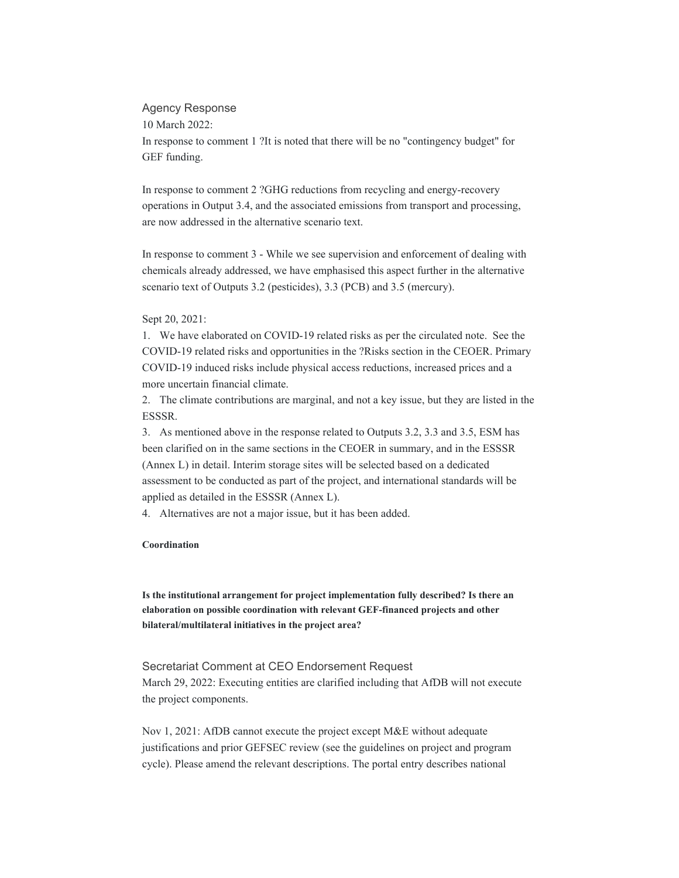Agency Response

10 March 2022:

In response to comment 1 ?It is noted that there will be no "contingency budget" for GEF funding.

In response to comment 2 ?GHG reductions from recycling and energy-recovery operations in Output 3.4, and the associated emissions from transport and processing, are now addressed in the alternative scenario text.

In response to comment 3 - While we see supervision and enforcement of dealing with chemicals already addressed, we have emphasised this aspect further in the alternative scenario text of Outputs 3.2 (pesticides), 3.3 (PCB) and 3.5 (mercury).

Sept 20, 2021:

1. We have elaborated on COVID-19 related risks as per the circulated note. See the COVID-19 related risks and opportunities in the ?Risks section in the CEOER. Primary COVID-19 induced risks include physical access reductions, increased prices and a more uncertain financial climate.
2. The climate contributions are marginal, and not a key issue, but they are listed in the ESSSR.
3. As mentioned above in the response related to Outputs 3.2, 3.3 and 3.5, ESM has been clarified on in the same sections in the CEOER in summary, and in the ESSSR (Annex L) in detail. Interim storage sites will be selected based on a dedicated assessment to be conducted as part of the project, and international standards will be applied as detailed in the ESSSR (Annex L).
4. Alternatives are not a major issue, but it has been added.

**Coordination**

**Is the institutional arrangement for project implementation fully described? Is there an elaboration on possible coordination with relevant GEF-financed projects and other bilateral/multilateral initiatives in the project area?**

Secretariat Comment at CEO Endorsement Request

March 29, 2022: Executing entities are clarified including that AfDB will not execute the project components.

Nov 1, 2021: AfDB cannot execute the project except M&E without adequate justifications and prior GEFSEC review (see the guidelines on project and program cycle). Please amend the relevant descriptions. The portal entry describes national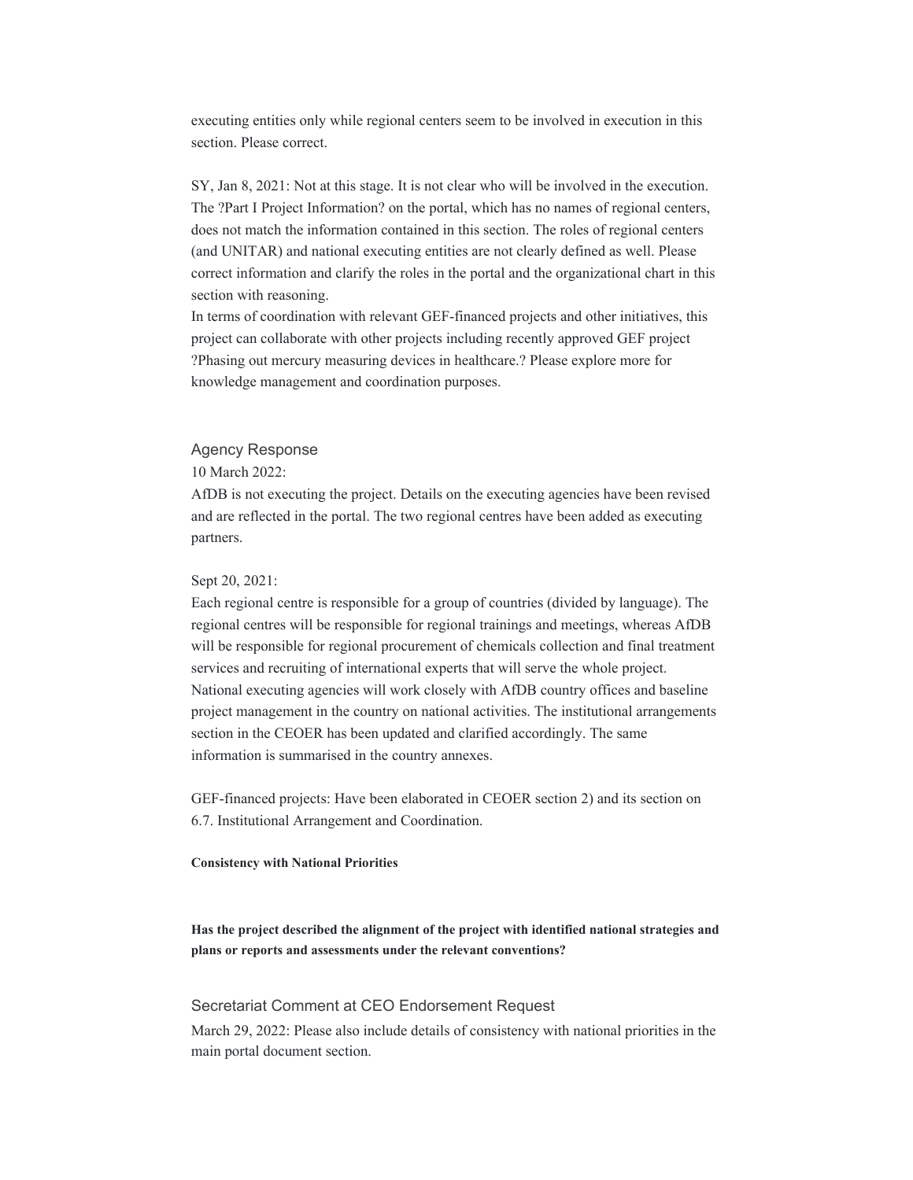executing entities only while regional centers seem to be involved in execution in this section. Please correct.

SY, Jan 8, 2021: Not at this stage. It is not clear who will be involved in the execution. The ?Part I Project Information? on the portal, which has no names of regional centers, does not match the information contained in this section. The roles of regional centers (and UNITAR) and national executing entities are not clearly defined as well. Please correct information and clarify the roles in the portal and the organizational chart in this section with reasoning.

In terms of coordination with relevant GEF-financed projects and other initiatives, this project can collaborate with other projects including recently approved GEF project ?Phasing out mercury measuring devices in healthcare.? Please explore more for knowledge management and coordination purposes.

Agency Response

10 March 2022:

AfDB is not executing the project. Details on the executing agencies have been revised and are reflected in the portal. The two regional centres have been added as executing partners.

Sept 20, 2021:

Each regional centre is responsible for a group of countries (divided by language). The regional centres will be responsible for regional trainings and meetings, whereas AfDB will be responsible for regional procurement of chemicals collection and final treatment services and recruiting of international experts that will serve the whole project. National executing agencies will work closely with AfDB country offices and baseline project management in the country on national activities. The institutional arrangements section in the CEOER has been updated and clarified accordingly. The same information is summarised in the country annexes.

GEF-financed projects: Have been elaborated in CEOER section 2) and its section on 6.7. Institutional Arrangement and Coordination.

**Consistency with National Priorities**

**Has the project described the alignment of the project with identified national strategies and plans or reports and assessments under the relevant conventions?**

Secretariat Comment at CEO Endorsement Request

March 29, 2022: Please also include details of consistency with national priorities in the main portal document section.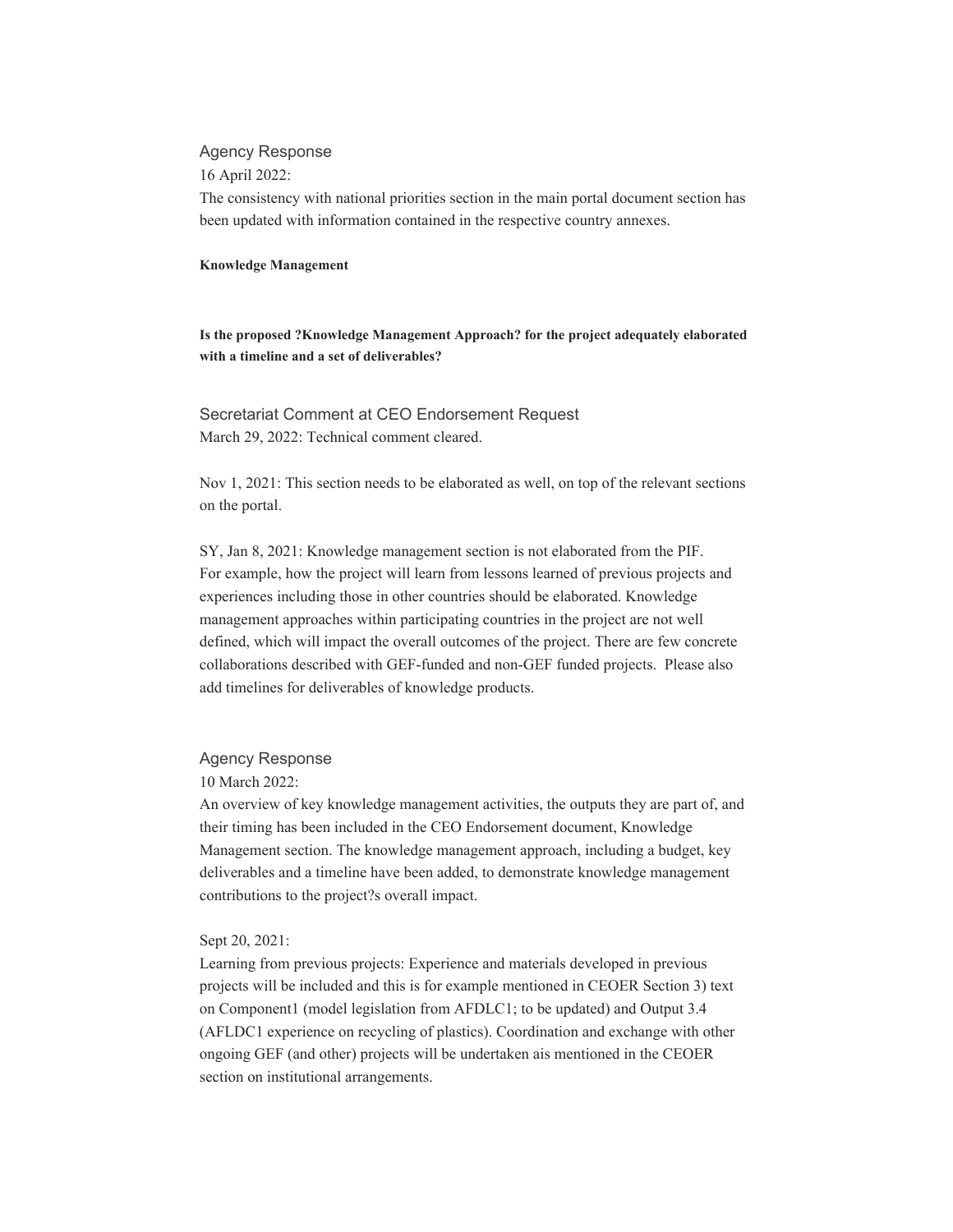Agency Response

16 April 2022:

The consistency with national priorities section in the main portal document section has been updated with information contained in the respective country annexes.

**Knowledge Management**

**Is the proposed ?Knowledge Management Approach? for the project adequately elaborated with a timeline and a set of deliverables?**

Secretariat Comment at CEO Endorsement Request

March 29, 2022: Technical comment cleared.

Nov 1, 2021: This section needs to be elaborated as well, on top of the relevant sections on the portal.

SY, Jan 8, 2021: Knowledge management section is not elaborated from the PIF. For example, how the project will learn from lessons learned of previous projects and experiences including those in other countries should be elaborated. Knowledge management approaches within participating countries in the project are not well defined, which will impact the overall outcomes of the project. There are few concrete collaborations described with GEF-funded and non-GEF funded projects. Please also add timelines for deliverables of knowledge products.

Agency Response

10 March 2022:

An overview of key knowledge management activities, the outputs they are part of, and their timing has been included in the CEO Endorsement document, Knowledge Management section. The knowledge management approach, including a budget, key deliverables and a timeline have been added, to demonstrate knowledge management contributions to the project?s overall impact.

Sept 20, 2021:

Learning from previous projects: Experience and materials developed in previous projects will be included and this is for example mentioned in CEOER Section 3) text on Component1 (model legislation from AFDLC1; to be updated) and Output 3.4 (AFLDC1 experience on recycling of plastics). Coordination and exchange with other ongoing GEF (and other) projects will be undertaken ais mentioned in the CEOER section on institutional arrangements.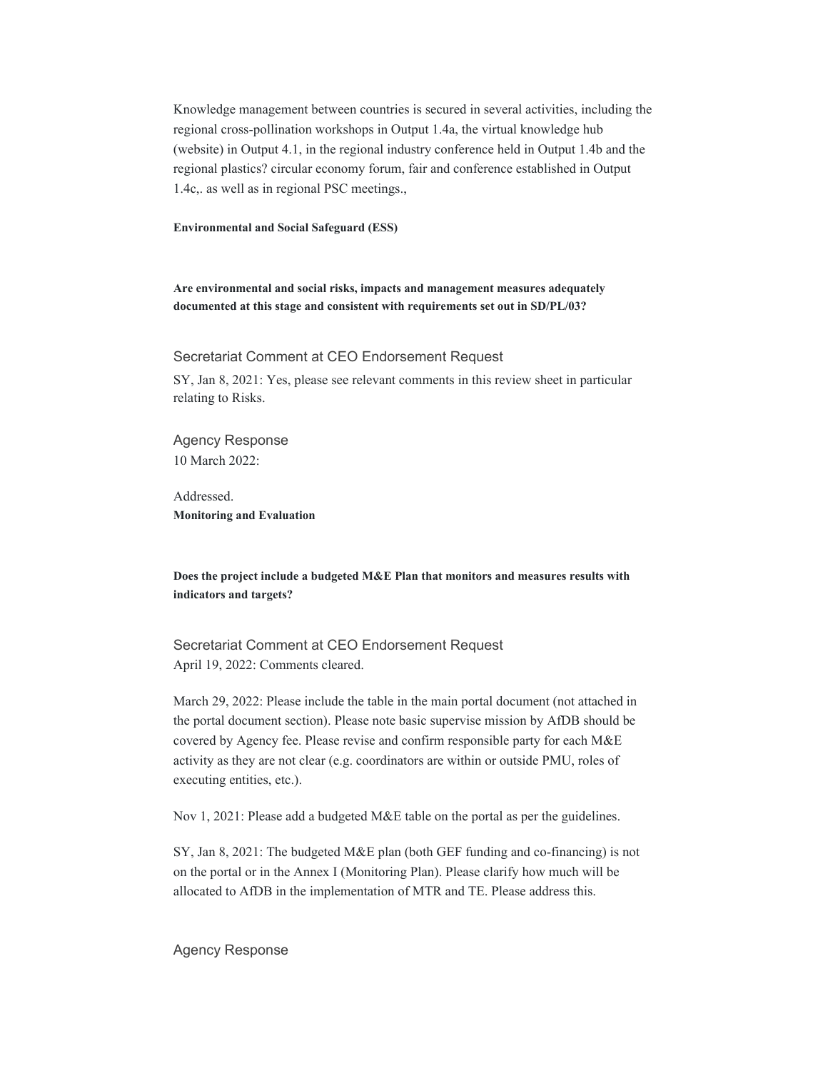Knowledge management between countries is secured in several activities, including the regional cross-pollination workshops in Output 1.4a, the virtual knowledge hub (website) in Output 4.1, in the regional industry conference held in Output 1.4b and the regional plastics? circular economy forum, fair and conference established in Output 1.4c,. as well as in regional PSC meetings.,

**Environmental and Social Safeguard (ESS)**

**Are environmental and social risks, impacts and management measures adequately documented at this stage and consistent with requirements set out in SD/PL/03?**

Secretariat Comment at CEO Endorsement Request

SY, Jan 8, 2021: Yes, please see relevant comments in this review sheet in particular relating to Risks.

Agency Response

10 March 2022:

Addressed.

**Monitoring and Evaluation**

**Does the project include a budgeted M&E Plan that monitors and measures results with indicators and targets?**

Secretariat Comment at CEO Endorsement Request

April 19, 2022: Comments cleared.

March 29, 2022: Please include the table in the main portal document (not attached in the portal document section). Please note basic supervise mission by AfDB should be covered by Agency fee. Please revise and confirm responsible party for each M&E activity as they are not clear (e.g. coordinators are within or outside PMU, roles of executing entities, etc.).

Nov 1, 2021: Please add a budgeted M&E table on the portal as per the guidelines.

SY, Jan 8, 2021: The budgeted M&E plan (both GEF funding and co-financing) is not on the portal or in the Annex I (Monitoring Plan). Please clarify how much will be allocated to AfDB in the implementation of MTR and TE. Please address this.

Agency Response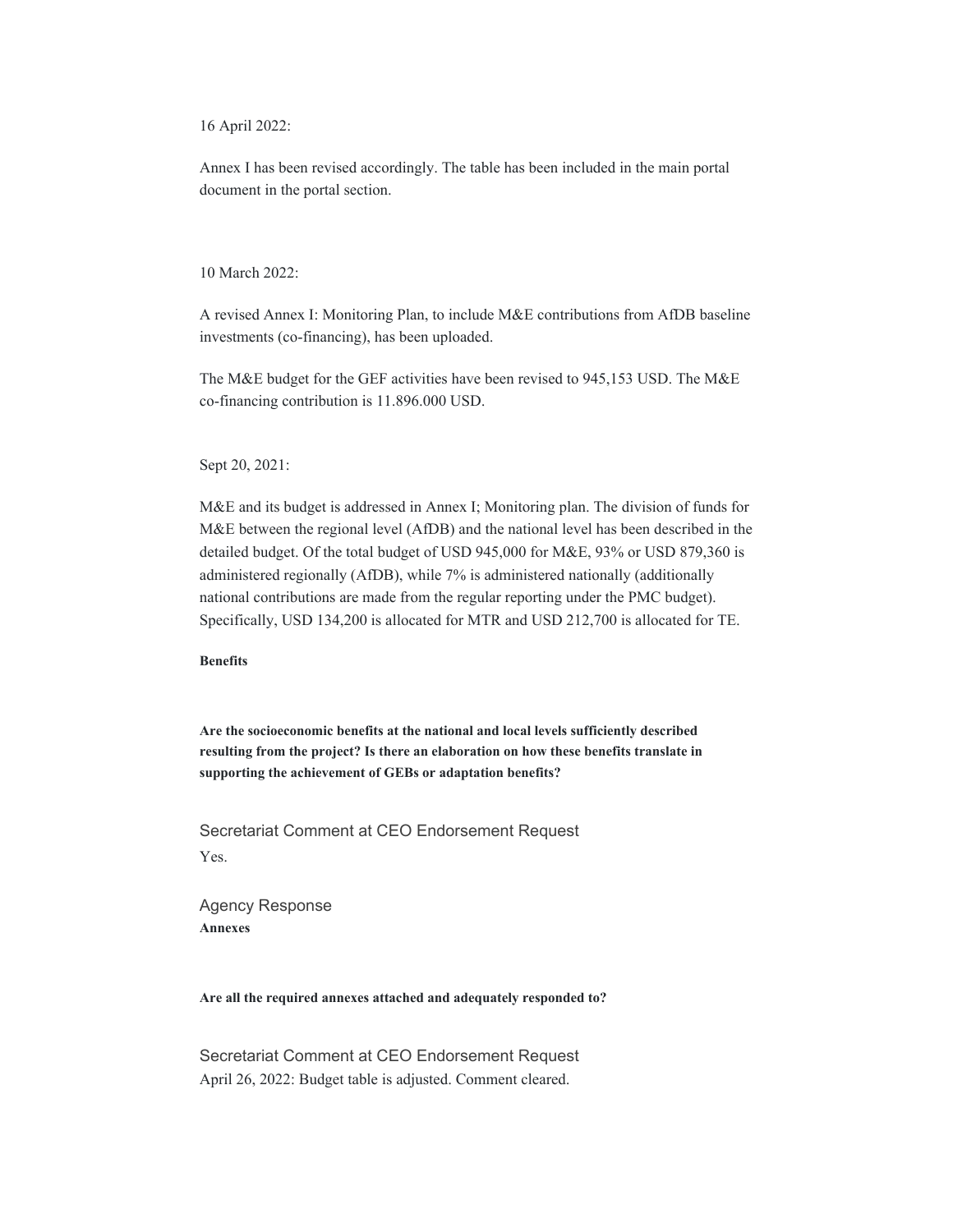16 April 2022:

Annex I has been revised accordingly. The table has been included in the main portal document in the portal section.

10 March 2022:

A revised Annex I: Monitoring Plan, to include M&E contributions from AfDB baseline investments (co-financing), has been uploaded.

The M&E budget for the GEF activities have been revised to 945,153 USD. The M&E co-financing contribution is 11.896.000 USD.

Sept 20, 2021:

M&E and its budget is addressed in Annex I; Monitoring plan. The division of funds for M&E between the regional level (AfDB) and the national level has been described in the detailed budget. Of the total budget of USD 945,000 for M&E, 93% or USD 879,360 is administered regionally (AfDB), while 7% is administered nationally (additionally national contributions are made from the regular reporting under the PMC budget). Specifically, USD 134,200 is allocated for MTR and USD 212,700 is allocated for TE.

**Benefits**

**Are the socioeconomic benefits at the national and local levels sufficiently described resulting from the project? Is there an elaboration on how these benefits translate in supporting the achievement of GEBs or adaptation benefits?**

Secretariat Comment at CEO Endorsement Request

Yes.

Agency Response

**Annexes**

**Are all the required annexes attached and adequately responded to?**

Secretariat Comment at CEO Endorsement Request

April 26, 2022: Budget table is adjusted. Comment cleared.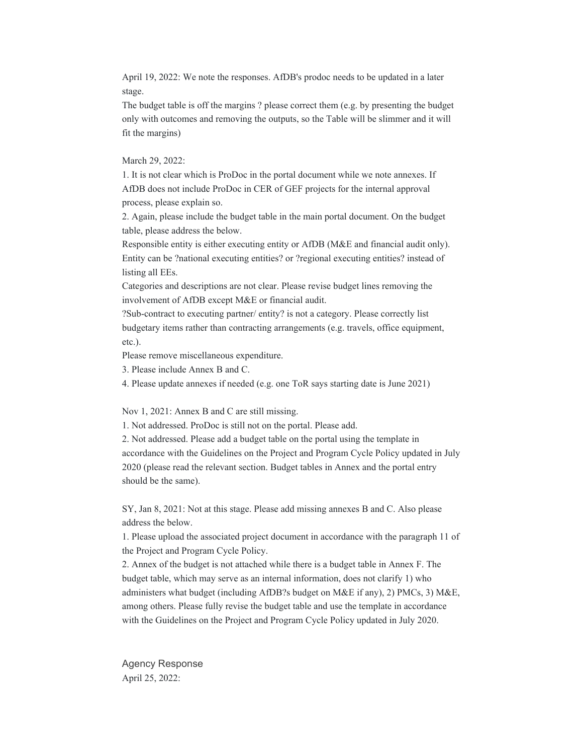April 19, 2022: We note the responses. AfDB's prodoc needs to be updated in a later stage.
The budget table is off the margins ? please correct them (e.g. by presenting the budget only with outcomes and removing the outputs, so the Table will be slimmer and it will fit the margins)

March 29, 2022:
1. It is not clear which is ProDoc in the portal document while we note annexes. If AfDB does not include ProDoc in CER of GEF projects for the internal approval process, please explain so.
2. Again, please include the budget table in the main portal document. On the budget table, please address the below.
Responsible entity is either executing entity or AfDB (M&E and financial audit only). Entity can be ?national executing entities? or ?regional executing entities? instead of listing all EEs.
Categories and descriptions are not clear. Please revise budget lines removing the involvement of AfDB except M&E or financial audit.
?Sub-contract to executing partner/ entity? is not a category. Please correctly list budgetary items rather than contracting arrangements (e.g. travels, office equipment, etc.).
Please remove miscellaneous expenditure.
3. Please include Annex B and C.
4. Please update annexes if needed (e.g. one ToR says starting date is June 2021)

Nov 1, 2021: Annex B and C are still missing.
1. Not addressed. ProDoc is still not on the portal. Please add.
2. Not addressed. Please add a budget table on the portal using the template in accordance with the Guidelines on the Project and Program Cycle Policy updated in July 2020 (please read the relevant section. Budget tables in Annex and the portal entry should be the same).

SY, Jan 8, 2021: Not at this stage. Please add missing annexes B and C. Also please address the below.
1. Please upload the associated project document in accordance with the paragraph 11 of the Project and Program Cycle Policy.
2. Annex of the budget is not attached while there is a budget table in Annex F. The budget table, which may serve as an internal information, does not clarify 1) who administers what budget (including AfDB?s budget on M&E if any), 2) PMCs, 3) M&E, among others. Please fully revise the budget table and use the template in accordance with the Guidelines on the Project and Program Cycle Policy updated in July 2020.

Agency Response
April 25, 2022: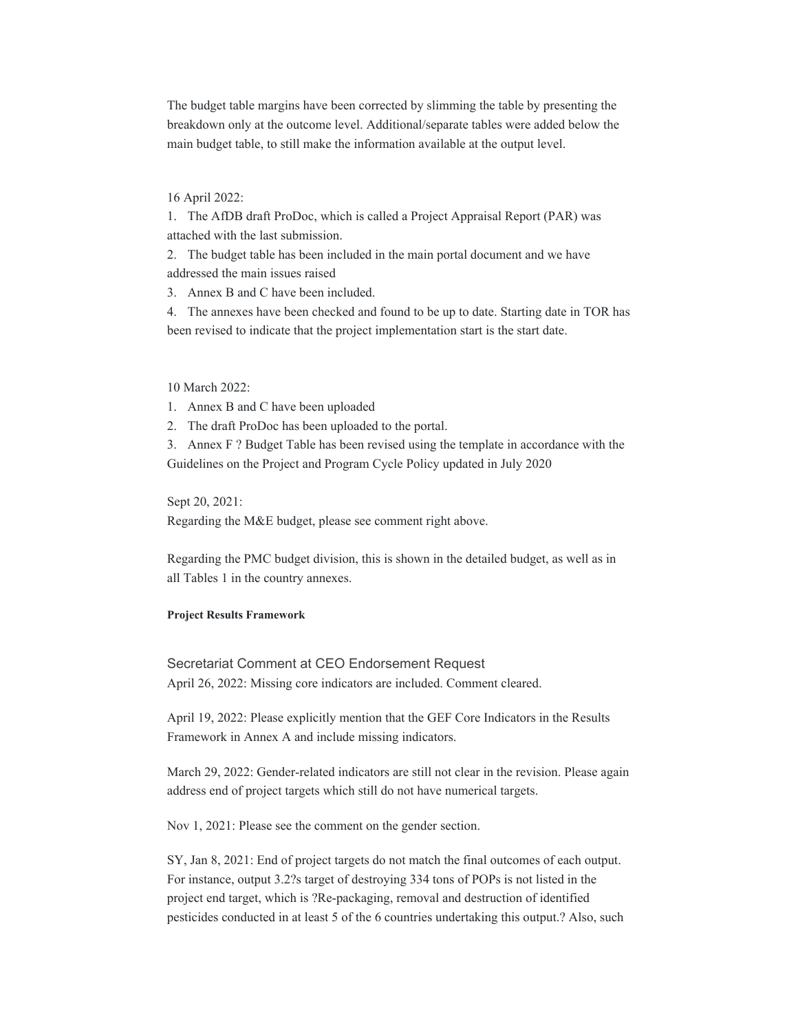The budget table margins have been corrected by slimming the table by presenting the breakdown only at the outcome level. Additional/separate tables were added below the main budget table, to still make the information available at the output level.

16 April 2022:

1. The AfDB draft ProDoc, which is called a Project Appraisal Report (PAR) was attached with the last submission.
2. The budget table has been included in the main portal document and we have addressed the main issues raised
3. Annex B and C have been included.
4. The annexes have been checked and found to be up to date. Starting date in TOR has been revised to indicate that the project implementation start is the start date.

10 March 2022:

1. Annex B and C have been uploaded
2. The draft ProDoc has been uploaded to the portal.
3. Annex F ? Budget Table has been revised using the template in accordance with the Guidelines on the Project and Program Cycle Policy updated in July 2020

Sept 20, 2021:

Regarding the M&E budget, please see comment right above.

Regarding the PMC budget division, this is shown in the detailed budget, as well as in all Tables 1 in the country annexes.

**Project Results Framework**

Secretariat Comment at CEO Endorsement Request

April 26, 2022: Missing core indicators are included. Comment cleared.

April 19, 2022: Please explicitly mention that the GEF Core Indicators in the Results Framework in Annex A and include missing indicators.

March 29, 2022: Gender-related indicators are still not clear in the revision. Please again address end of project targets which still do not have numerical targets.

Nov 1, 2021: Please see the comment on the gender section.

SY, Jan 8, 2021: End of project targets do not match the final outcomes of each output. For instance, output 3.2?s target of destroying 334 tons of POPs is not listed in the project end target, which is ?Re-packaging, removal and destruction of identified pesticides conducted in at least 5 of the 6 countries undertaking this output.? Also, such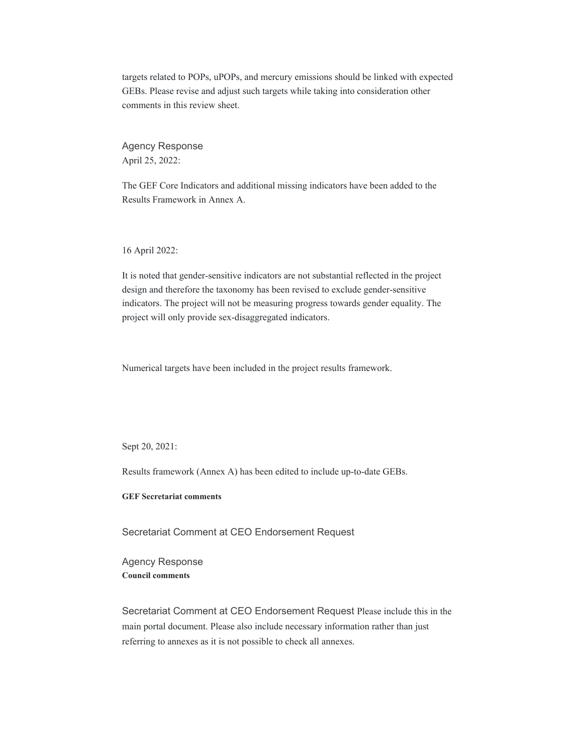targets related to POPs, uPOPs, and mercury emissions should be linked with expected GEBs. Please revise and adjust such targets while taking into consideration other comments in this review sheet.

Agency Response
April 25, 2022:

The GEF Core Indicators and additional missing indicators have been added to the Results Framework in Annex A.

16 April 2022:

It is noted that gender-sensitive indicators are not substantial reflected in the project design and therefore the taxonomy has been revised to exclude gender-sensitive indicators. The project will not be measuring progress towards gender equality. The project will only provide sex-disaggregated indicators.

Numerical targets have been included in the project results framework.

Sept 20, 2021:

Results framework (Annex A) has been edited to include up-to-date GEBs.

**GEF Secretariat comments**

Secretariat Comment at CEO Endorsement Request

Agency Response
**Council comments**

Secretariat Comment at CEO Endorsement Request Please include this in the main portal document. Please also include necessary information rather than just referring to annexes as it is not possible to check all annexes.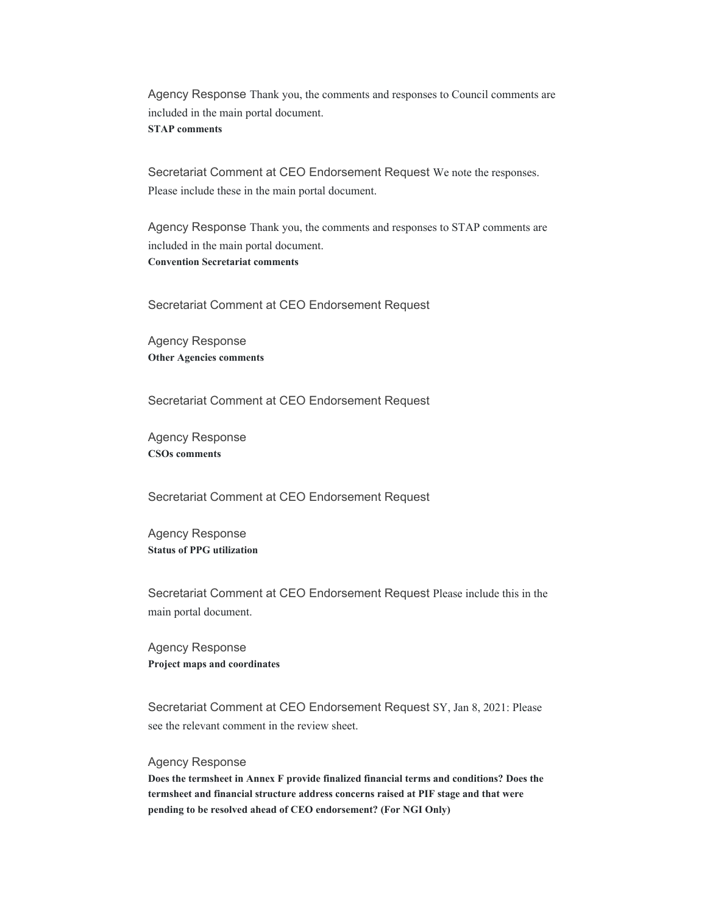Agency Response Thank you, the comments and responses to Council comments are included in the main portal document.

**STAP comments**

Secretariat Comment at CEO Endorsement Request We note the responses. Please include these in the main portal document.

Agency Response Thank you, the comments and responses to STAP comments are included in the main portal document.

**Convention Secretariat comments**

Secretariat Comment at CEO Endorsement Request

Agency Response

**Other Agencies comments**

Secretariat Comment at CEO Endorsement Request

Agency Response

**CSOs comments**

Secretariat Comment at CEO Endorsement Request

Agency Response

**Status of PPG utilization**

Secretariat Comment at CEO Endorsement Request Please include this in the main portal document.

Agency Response

**Project maps and coordinates**

Secretariat Comment at CEO Endorsement Request SY, Jan 8, 2021: Please see the relevant comment in the review sheet.

Agency Response

**Does the termsheet in Annex F provide finalized financial terms and conditions? Does the termsheet and financial structure address concerns raised at PIF stage and that were pending to be resolved ahead of CEO endorsement? (For NGI Only)**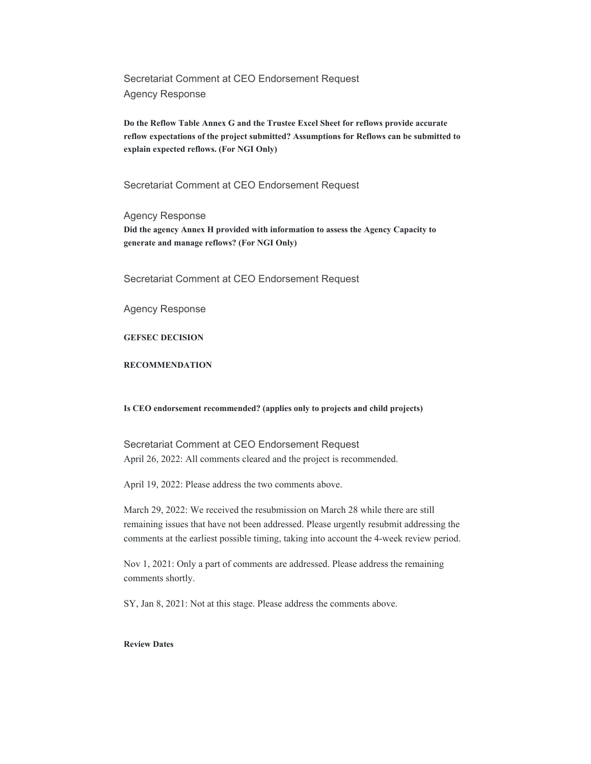Secretariat Comment at CEO Endorsement Request

Agency Response

**Do the Reflow Table Annex G and the Trustee Excel Sheet for reflows provide accurate reflow expectations of the project submitted? Assumptions for Reflows can be submitted to explain expected reflows. (For NGI Only)**

Secretariat Comment at CEO Endorsement Request

Agency Response

**Did the agency Annex H provided with information to assess the Agency Capacity to generate and manage reflows? (For NGI Only)**

Secretariat Comment at CEO Endorsement Request

Agency Response

**GEFSEC DECISION**

**RECOMMENDATION**

**Is CEO endorsement recommended? (applies only to projects and child projects)**

Secretariat Comment at CEO Endorsement Request

April 26, 2022: All comments cleared and the project is recommended.

April 19, 2022: Please address the two comments above.

March 29, 2022: We received the resubmission on March 28 while there are still remaining issues that have not been addressed. Please urgently resubmit addressing the comments at the earliest possible timing, taking into account the 4-week review period.

Nov 1, 2021: Only a part of comments are addressed. Please address the remaining comments shortly.

SY, Jan 8, 2021: Not at this stage. Please address the comments above.

**Review Dates**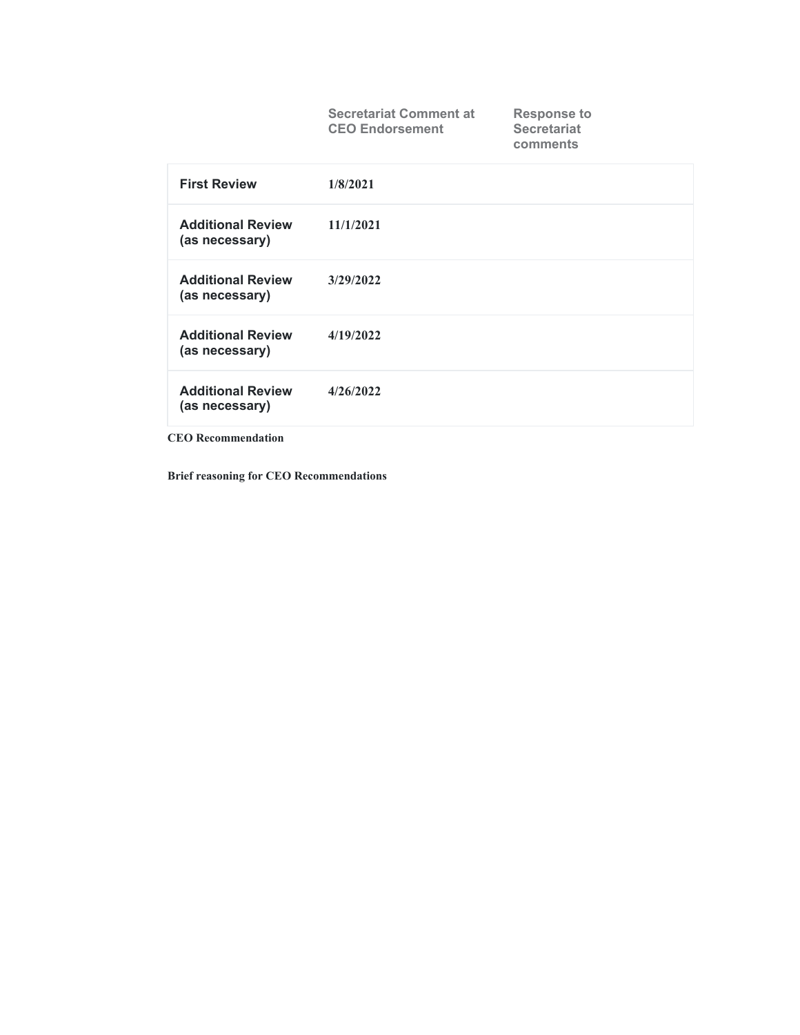| | Secretariat Comment at CEO Endorsement | Response to Secretariat comments |
|---|---|---|
| First Review | 1/8/2021 | |
| Additional Review (as necessary) | 11/1/2021 | |
| Additional Review (as necessary) | 3/29/2022 | |
| Additional Review (as necessary) | 4/19/2022 | |
| Additional Review (as necessary) | 4/26/2022 | |

**CEO Recommendation**

**Brief reasoning for CEO Recommendations**